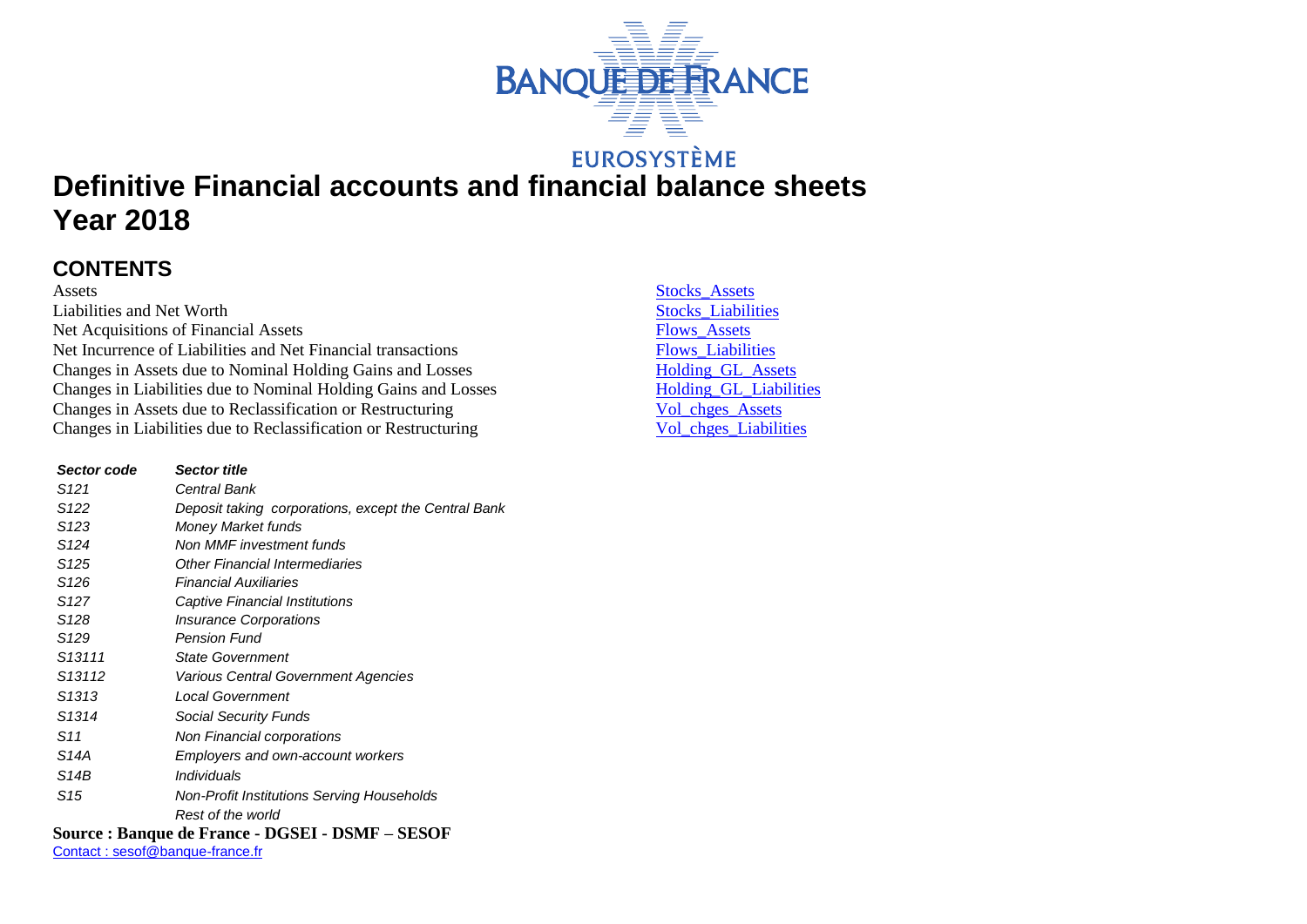BANQUE DE FRANCE

EUROSYSTÈME

# Definitive Financial accounts and financial balance sheets
# Year 2018

## CONTENTS

| | |
|---|---|
| Assets | Stocks_Assets |
| Liabilities and Net Worth | Stocks_Liabilities |
| Net Acquisitions of Financial Assets | Flows_Assets |
| Net Incurrence of Liabilities and Net Financial transactions | Flows_Liabilities |
| Changes in Assets due to Nominal Holding Gains and Losses | Holding_GL_Assets |
| Changes in Liabilities due to Nominal Holding Gains and Losses | Holding_GL_Liabilities |
| Changes in Assets due to Reclassification or Restructuring | Vol_chges_Assets |
| Changes in Liabilities due to Reclassification or Restructuring | Vol_chges_Liabilities |

| *Sector code* | *Sector title* |
|---|---|
| *S121* | *Central Bank* |
| *S122* | *Deposit taking corporations, except the Central Bank* |
| *S123* | *Money Market funds* |
| *S124* | *Non MMF investment funds* |
| *S125* | *Other Financial Intermediaries* |
| *S126* | *Financial Auxiliaries* |
| *S127* | *Captive Financial Institutions* |
| *S128* | *Insurance Corporations* |
| *S129* | *Pension Fund* |
| *S13111* | *State Government* |
| *S13112* | *Various Central Government Agencies* |
| *S1313* | *Local Government* |
| *S1314* | *Social Security Funds* |
| *S11* | *Non Financial corporations* |
| *S14A* | *Employers and own-account workers* |
| *S14B* | *Individuals* |
| *S15* | *Non-Profit Institutions Serving Households* |
| | *Rest of the world* |

**Source : Banque de France - DGSEI - DSMF – SESOF**

Contact : sesof@banque-france.fr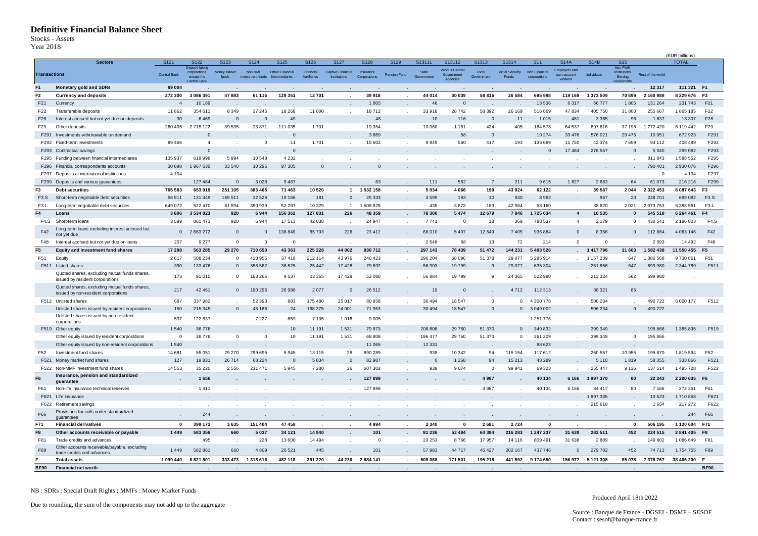# Definitive Financial Balance Sheet

Stocks - Assets
Year 2018

(EUR millions)

| Sectors | | S121 | S122 | S123 | S124 | S125 | S126 | S127 | S128 | S129 | S13111 | S13112 | S1313 | S1314 | S11 | S14A | S14B | S15 | | TOTAL | |
|---|---|---|---|---|---|---|---|---|---|---|---|---|---|---|---|---|---|---|---|---|---|
| Transactions | | Central Bank | Deposit taking corporations, except the Central Bank | Money Market funds | Non MMF investment funds | Other Financial Intermediaries | Financial Auxiliaries | Captive Financial Institutions | Insurance Corporations | Pension Fund | State Government | Various Central Government Agencies | Local Government | Social Security Funds | Non Financial corporations | Employers and own-account workers | Individuals | Non-Profit Institutions Serving Households | Rest of the world | | |
| F1 | Monetary gold and SDRs | 99 004 | . | . | . | . | . | . | . | . | . | . | . | . | . | . | . | . | 12 317 | 111 321 | F1 |
| F2 | Currency and deposits | 272 300 | 3 086 391 | 47 883 | 61 116 | 129 351 | 12 701 | . | 39 918 | . | 44 014 | 30 039 | 58 816 | 26 584 | 695 998 | 119 169 | 1 373 509 | 70 899 | 2 160 988 | 8 229 676 | F2 |
| F21 | Currency | 4 | 10 189 | . | . | . | . | . | 1 805 | . | 46 | 0 | . | . | 13 536 | 6 317 | 66 777 | 1 805 | 131 264 | 231 743 | F21 |
| F22 | Transferable deposits | 11 862 | 354 611 | 8 349 | 37 245 | 18 268 | 11 000 | . | 18 712 | . | 33 918 | 28 742 | 58 392 | 26 169 | 516 869 | 47 834 | 405 750 | 31 800 | 255 667 | 1 865 185 | F22 |
| F28 | Interest accrued but not yet due on deposits | 30 | 6 469 | 0 | 0 | 49 | . | . | 48 | . | -10 | 116 | 0 | 11 | 1 015 | 481 | 3 365 | 96 | 1 637 | 13 307 | F28 |
| F29 | Other deposits | 260 405 | 2 715 122 | 39 535 | 23 871 | 111 035 | 1 701 | . | 19 354 | . | 10 060 | 1 181 | 424 | 405 | 164 578 | 64 537 | 897 616 | 37 198 | 1 772 420 | 6 119 442 | F29 |
| F291 | Investments withdrawable on demand | . | 0 | . | . | 0 | . | . | 3 669 | . | . | 58 | 0 | . | 19 274 | 33 476 | 576 021 | 29 475 | 10 951 | 672 923 | F291 |
| F292 | Fixed-term investments | 89 466 | 4 | . | 0 | 11 | 1 701 | . | 15 602 | . | 9 949 | 560 | 417 | 193 | 135 689 | 11 750 | 42 374 | 7 659 | 93 112 | 408 489 | F292 |
| F293 | Contractual savings | . | 0 | . | . | 0 | . | . | . | . | . | . | . | . | 0 | 17 484 | 276 557 | 0 | 5 040 | 299 082 | F293 |
| F295 | Funding between financial intermediaries | 135 937 | 619 998 | 5 994 | 10 548 | 4 232 | . | . | . | . | . | . | . | . | . | . | . | . | 811 843 | 1 588 552 | F295 |
| F296 | Financial correspondents accounts | 30 898 | 1 967 636 | 33 540 | 10 295 | 97 305 | 0 | . | 0 | . | . | . | . | . | . | . | . | . | 790 401 | 2 930 076 | F296 |
| F297 | Deposits at international institutions | 4 104 | . | . | . | . | . | . | . | . | . | . | . | . | . | . | . | . | 0 | 4 104 | F297 |
| F299 | Deposits and various guarantees | . | 127 484 | 0 | 3 028 | 9 487 | . | . | 83 | . | 111 | 562 | 7 | 211 | 9 615 | 1 827 | 2 663 | 64 | 61 073 | 216 216 | F299 |
| F3 | Debt securities | 705 583 | 653 919 | 251 105 | 383 465 | 71 463 | 10 520 | 1 | 1 532 158 | . | 5 034 | 4 066 | 199 | 43 924 | 62 122 | . | 39 587 | 2 044 | 2 322 453 | 6 087 643 | F3 |
| F3.S | Short-term negotiable debt securities | 56 511 | 131 449 | 169 511 | 32 526 | 19 166 | 191 | 0 | 25 333 | . | 4 599 | 193 | 10 | 940 | 8 962 | . | 967 | 23 | 248 701 | 699 082 | F3.S |
| F3.L | Long-term negotiable debt securities | 649 072 | 522 470 | 81 594 | 350 939 | 52 297 | 10 329 | 1 | 1 506 825 | . | 435 | 3 873 | 189 | 42 984 | 53 160 | . | 38 620 | 2 021 | 2 073 753 | 5 388 561 | F3.L |
| F4 | Loans | 3 806 | 3 534 023 | 920 | 6 944 | 156 362 | 127 831 | 226 | 48 359 | . | 78 300 | 5 474 | 12 679 | 7 846 | 1 725 634 | 4 | 10 535 | 0 | 545 518 | 6 264 461 | F4 |
| F4.S | Short-term loans | 3 599 | 861 473 | 920 | 6 944 | 17 513 | 42 038 | . | 24 947 | . | 7 741 | 0 | 18 | 369 | 788 537 | 4 | 2 179 | 0 | 430 541 | 2 186 823 | F4.S |
| F42 | Long-term loans excluding interest accrued but not yet due | 0 | 2 663 272 | 0 | 0 | 138 849 | 85 793 | 226 | 23 412 | . | 68 010 | 5 407 | 12 649 | 7 405 | 936 884 | 0 | 8 356 | 0 | 112 884 | 4 063 146 | F42 |
| F48 | Interest accrued but not yet due on loans | 207 | 9 277 | 0 | 0 | 0 | . | . | . | . | 2 548 | 68 | 13 | 72 | 214 | 0 | 0 | . | 2 093 | 14 492 | F48 |
| F5 | Equity and investment fund shares | 17 298 | 563 285 | 29 270 | 710 650 | 43 363 | 225 228 | 44 002 | 930 712 | . | 297 143 | 78 439 | 51 472 | 144 231 | 5 403 526 | . | 1 417 796 | 11 603 | 1 582 438 | 11 550 455 | F5 |
| F51 | Equity | 2 617 | 508 234 | 0 | 410 955 | 37 418 | 212 114 | 43 976 | 240 423 | . | 296 204 | 68 096 | 51 378 | 29 077 | 5 285 914 | . | 1 157 239 | 647 | 1 386 568 | 9 730 861 | F51 |
| F511 | Listed shares | 390 | 133 476 | 0 | 358 562 | 36 525 | 25 442 | 17 428 | 79 592 | . | 56 903 | 19 799 | 9 | 29 077 | 635 304 | . | 251 656 | 647 | 699 980 | 2 344 789 | F511 |
| | Quoted shares, excluding mutual funds shares, issued by resident corporations | 173 | 91 015 | 0 | 168 266 | 9 537 | 23 365 | 17 428 | 53 080 | . | 56 884 | 19 799 | 9 | 24 365 | 522 990 | . | 213 334 | 562 | 699 980 | . | |
| | Quoted shares, excluding mutual funds shares, issued by non-resident corporations | 217 | 42 461 | 0 | 190 296 | 26 988 | 2 077 | 0 | 26 512 | . | 19 | 0 | . | 4 712 | 112 313 | . | 38 321 | 85 | . | . | |
| F512 | Unlisted shares | 687 | 337 982 | . | 52 393 | 883 | 175 480 | 25 017 | 80 958 | . | 30 494 | 18 547 | 0 | 0 | 4 300 778 | . | 506 234 | . | 490 722 | 6 020 177 | F512 |
| | Unlisted shares issued by resident corporations | 150 | 215 345 | 0 | 45 166 | 24 | 168 375 | 24 001 | 71 953 | . | 30 494 | 18 547 | 0 | 0 | 3 049 002 | . | 506 234 | 0 | 490 722 | . | |
| | Unlisted shares issued by non-resident corporations | 537 | 122 637 | . | 7 227 | 859 | 7 105 | 1 016 | 9 005 | . | . | . | . | . | 1 251 776 | . | . | . | . | . | |
| F519 | Other equity | 1 540 | 36 776 | . | . | 10 | 11 191 | 1 531 | 79 873 | . | 208 808 | 29 750 | 51 370 | 0 | 349 832 | . | 399 349 | . | 195 866 | 1 365 895 | F519 |
| | Other equity issued by resident corporations | 0 | 36 776 | 0 | 0 | 10 | 11 191 | 1 531 | 68 808 | . | 196 477 | 29 750 | 51 370 | 0 | 261 209 | . | 399 349 | 0 | 195 866 | . | |
| | Other equity issued by non-resident corporations | 1 540 | . | . | . | . | . | . | 11 065 | . | 12 331 | . | . | . | 88 623 | . | . | . | . | . | |
| F52 | Investment fund shares | 14 681 | 55 051 | 29 270 | 299 695 | 5 945 | 13 115 | 26 | 690 289 | . | 938 | 10 342 | 94 | 115 154 | 117 612 | . | 260 557 | 10 955 | 195 870 | 1 819 594 | F52 |
| F521 | Money market fund shares | 127 | 19 831 | 26 714 | 68 224 | 0 | 5 834 | 0 | 82 987 | . | 0 | 1 268 | 94 | 15 213 | 48 289 | . | 5 110 | 1 819 | 58 355 | 333 866 | F521 |
| F522 | Non-MMF investment fund shares | 14 553 | 35 220 | 2 556 | 231 471 | 5 945 | 7 280 | 26 | 607 302 | . | 938 | 9 074 | 0 | 99 941 | 69 323 | . | 255 447 | 9 136 | 137 514 | 1 485 728 | F522 |
| F6 | Insurance, pension and standardized guarantee | . | 1 656 | . | . | . | . | . | 127 899 | . | . | . | 4 987 | . | 40 134 | 6 166 | 1 997 370 | 80 | 22 343 | 2 200 635 | F6 |
| F61 | Non-life insurance technical reserves | . | 1 411 | . | . | . | . | . | 127 899 | . | . | . | 4 987 | . | 40 134 | 6 166 | 84 417 | 80 | 7 166 | 272 261 | F61 |
| F621 | Life insurance | . | . | . | . | . | . | . | . | . | . | . | . | . | . | . | 1 697 335 | . | 13 523 | 1 710 858 | F621 |
| F622 | Retirement savings | . | . | . | . | . | . | . | . | . | . | . | . | . | . | . | 215 618 | . | 1 654 | 217 272 | F622 |
| F66 | Provisions for calls under standardized guarantees | . | 244 | . | . | . | . | . | . | . | . | . | . | . | . | . | . | . | . | 244 | F66 |
| F71 | Financial derivatives | 0 | 399 172 | 3 635 | 151 404 | 47 458 | . | . | 4 994 | . | 2 340 | 0 | 2 681 | 2 724 | 0 | . | . | 0 | 506 195 | 1 120 604 | F71 |
| F8 | Other accounts receivable or payable | 1 449 | 583 356 | 660 | 5 037 | 34 121 | 14 940 | . | 101 | . | 81 236 | 53 484 | 64 384 | 216 283 | 1 247 237 | 31 638 | 282 511 | 452 | 224 515 | 2 841 405 | F8 |
| F81 | Trade credits and advances | . | 495 | . | 228 | 13 600 | 14 494 | . | 0 | . | 23 253 | 8 766 | 17 957 | 14 116 | 809 491 | 31 638 | 2 809 | . | 149 802 | 1 086 649 | F81 |
| F89 | Other accounts receivable/payable, excluding trade credits and advances | 1 449 | 582 861 | 660 | 4 809 | 20 521 | 445 | . | 101 | . | 57 983 | 44 717 | 46 427 | 202 167 | 437 746 | 0 | 279 702 | 452 | 74 713 | 1 754 755 | F89 |
| F | Total assets | 1 099 440 | 8 821 801 | 333 473 | 1 318 616 | 482 118 | 391 220 | 44 230 | 2 684 141 | . | 508 068 | 171 501 | 195 218 | 441 592 | 9 174 650 | 156 977 | 5 121 308 | 85 078 | 7 376 767 | 38 406 200 | F |
| BF90 | Financial net worth | . | . | . | . | . | . | . | . | . | . | . | . | . | . | . | . | . | . | . | BF90 |

NB : SDRs : Special Draft Rights ; MMFs : Money Market Funds

Due to rounding, the sum of the components may not add up to the aggregate

Produced April 18th 2022

Source : Banque de France - DGSEI - DSMF – SESOF
Contact : sesof@banque-france.fr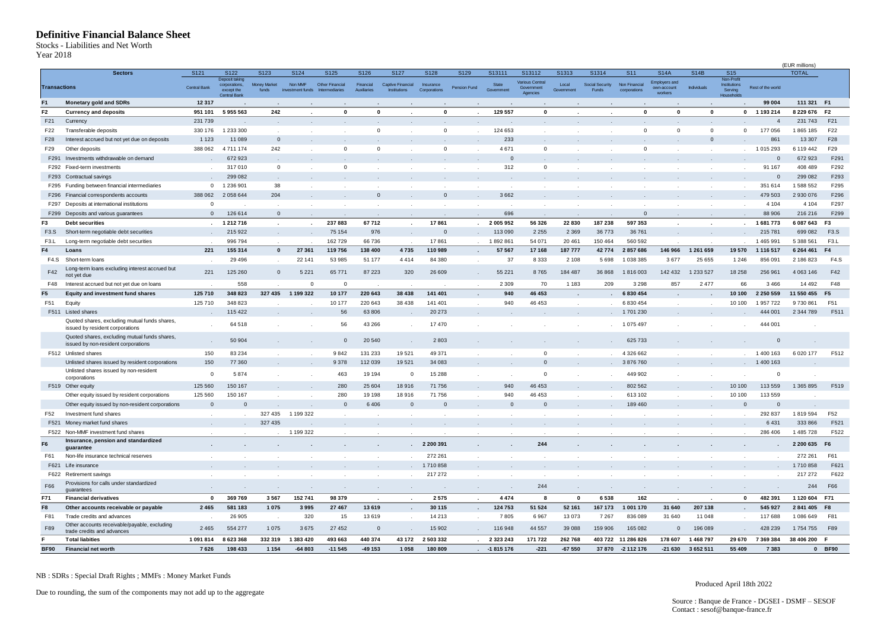# Definitive Financial Balance Sheet

Stocks - Liabilities and Net Worth

Year 2018

(EUR millions)

| Transactions | Sectors | S121 | S122 | S123 | S124 | S125 | S126 | S127 | S128 | S129 | S13111 | S13112 | S1313 | S1314 | S11 | S14A | S14B | S15 | | TOTAL | |
|---|---|---|---|---|---|---|---|---|---|---|---|---|---|---|---|---|---|---|---|---|---|
| | | Central Bank | Deposit taking corporations, except the Central Bank | Money Market funds | Non MMF investment funds | Other Financial Intermediaries | Financial Auxiliaries | Captive Financial Institutions | Insurance Corporations | Pension Fund | State Government | Various Central Government Agencies | Local Government | Social Security Funds | Non Financial corporations | Employers and own-account workers | Individuals | Non-Profit Institutions Serving Households | Rest of the world | | |
| **F1** | **Monetary gold and SDRs** | **12 317** | **.** | **.** | **.** | **.** | **.** | **.** | **.** | **.** | **.** | **.** | **.** | **.** | **.** | **.** | **.** | **.** | **99 004** | **111 321** | **F1** |
| **F2** | **Currency and deposits** | **951 101** | **5 955 563** | **242** | **.** | **0** | **0** | **.** | **0** | **.** | **129 557** | **0** | **.** | **.** | **0** | **0** | **0** | **0** | **1 193 214** | **8 229 676** | **F2** |
| F21 | Currency | 231 739 | . | . | . | . | . | . | . | . | . | . | . | . | . | . | . | . | 4 | 231 743 | F21 |
| F22 | Transferable deposits | 330 176 | 1 233 300 | . | . | . | 0 | . | 0 | . | 124 653 | . | . | . | 0 | 0 | 0 | 0 | 177 056 | 1 865 185 | F22 |
| F28 | Interest accrued but not yet due on deposits | 1 123 | 11 089 | 0 | . | . | . | . | . | . | 233 | . | . | . | . | . | 0 | . | 861 | 13 307 | F28 |
| F29 | Other deposits | 388 062 | 4 711 174 | 242 | . | 0 | 0 | . | 0 | . | 4 671 | 0 | . | . | 0 | . | . | . | 1 015 293 | 6 119 442 | F29 |
| F291 | Investments withdrawable on demand | . | 672 923 | . | . | . | . | . | . | . | 0 | . | . | . | . | . | . | . | 0 | 672 923 | F291 |
| F292 | Fixed-term investments | . | 317 010 | 0 | . | 0 | . | . | . | . | 312 | 0 | . | . | . | . | . | . | 91 167 | 408 489 | F292 |
| F293 | Contractual savings | . | 299 082 | . | . | . | . | . | . | . | . | . | . | . | . | . | . | . | 0 | 299 082 | F293 |
| F295 | Funding between financial intermediaries | 0 | 1 236 901 | 38 | . | . | . | . | . | . | . | . | . | . | . | . | . | . | 351 614 | 1 588 552 | F295 |
| F296 | Financial correspondents accounts | 388 062 | 2 058 644 | 204 | . | . | 0 | . | 0 | . | 3 662 | . | . | . | . | . | . | . | 479 503 | 2 930 076 | F296 |
| F297 | Deposits at international institutions | 0 | . | . | . | . | . | . | . | . | . | . | . | . | . | . | . | . | 4 104 | 4 104 | F297 |
| F299 | Deposits and various guarantees | 0 | 126 614 | 0 | . | . | . | . | . | . | 696 | . | . | . | 0 | . | . | . | 88 906 | 216 216 | F299 |
| **F3** | **Debt securities** | **.** | **1 212 716** | **.** | **.** | **237 883** | **67 712** | **.** | **17 861** | **.** | **2 005 952** | **56 326** | **22 830** | **187 238** | **597 353** | **.** | **.** | **.** | **1 681 773** | **6 087 643** | **F3** |
| F3.S | Short-term negotiable debt securities | . | 215 922 | . | . | 75 154 | 976 | . | 0 | . | 113 090 | 2 255 | 2 369 | 36 773 | 36 761 | . | . | . | 215 781 | 699 082 | F3.S |
| F3.L | Long-term negotiable debt securities | . | 996 794 | . | . | 162 729 | 66 736 | . | 17 861 | . | 1 892 861 | 54 071 | 20 461 | 150 464 | 560 592 | . | . | . | 1 465 991 | 5 388 561 | F3.L |
| **F4** | **Loans** | **221** | **155 314** | **0** | **27 361** | **119 756** | **138 400** | **4 735** | **110 989** | **.** | **57 567** | **17 168** | **187 777** | **42 774** | **2 857 686** | **146 966** | **1 261 659** | **19 570** | **1 116 517** | **6 264 461** | **F4** |
| F4.S | Short-term loans | . | 29 496 | . | 22 141 | 53 985 | 51 177 | 4 414 | 84 380 | . | 37 | 8 333 | 2 108 | 5 698 | 1 038 385 | 3 677 | 25 655 | 1 246 | 856 091 | 2 186 823 | F4.S |
| F42 | Long-term loans excluding interest accrued but not yet due | 221 | 125 260 | 0 | 5 221 | 65 771 | 87 223 | 320 | 26 609 | . | 55 221 | 8 765 | 184 487 | 36 868 | 1 816 003 | 142 432 | 1 233 527 | 18 258 | 256 961 | 4 063 146 | F42 |
| F48 | Interest accrued but not yet due on loans | . | 558 | . | 0 | 0 | . | . | . | . | 2 309 | 70 | 1 183 | 209 | 3 298 | 857 | 2 477 | 66 | 3 466 | 14 492 | F48 |
| **F5** | **Equity and investment fund shares** | **125 710** | **348 823** | **327 435** | **1 199 322** | **10 177** | **220 643** | **38 438** | **141 401** | **.** | **940** | **46 453** | **.** | **.** | **6 830 454** | **.** | **.** | **10 100** | **2 250 559** | **11 550 455** | **F5** |
| F51 | Equity | 125 710 | 348 823 | . | . | 10 177 | 220 643 | 38 438 | 141 401 | . | 940 | 46 453 | . | . | 6 830 454 | . | . | 10 100 | 1 957 722 | 9 730 861 | F51 |
| F511 | Listed shares | . | 115 422 | . | . | 56 | 63 806 | . | 20 273 | . | . | . | . | . | 1 701 230 | . | . | . | 444 001 | 2 344 789 | F511 |
| | Quoted shares, excluding mutual funds shares, issued by resident corporations | . | 64 518 | . | . | 56 | 43 266 | . | 17 470 | . | . | . | . | . | 1 075 497 | . | . | . | 444 001 | . | |
| | Quoted shares, excluding mutual funds shares, issued by non-resident corporations | . | 50 904 | . | . | 0 | 20 540 | . | 2 803 | . | . | . | . | . | 625 733 | . | . | . | 0 | . | |
| F512 | Unlisted shares | 150 | 83 234 | . | . | 9 842 | 131 233 | 19 521 | 49 371 | . | . | 0 | . | . | 4 326 662 | . | . | . | 1 400 163 | 6 020 177 | F512 |
| | Unlisted shares issued by resident corporations | 150 | 77 360 | . | . | 9 378 | 112 039 | 19 521 | 34 083 | . | . | 0 | . | . | 3 876 760 | . | . | . | 1 400 163 | . | |
| | Unlisted shares issued by non-resident corporations | 0 | 5 874 | . | . | 463 | 19 194 | 0 | 15 288 | . | . | 0 | . | . | 449 902 | . | . | . | 0 | . | |
| F519 | Other equity | 125 560 | 150 167 | . | . | 280 | 25 604 | 18 916 | 71 756 | . | 940 | 46 453 | . | . | 802 562 | . | . | 10 100 | 113 559 | 1 365 895 | F519 |
| | Other equity issued by resident corporations | 125 560 | 150 167 | . | . | 280 | 19 198 | 18 916 | 71 756 | . | 940 | 46 453 | . | . | 613 102 | . | . | 10 100 | 113 559 | . | |
| | Other equity issued by non-resident corporations | 0 | 0 | . | . | 0 | 6 406 | 0 | 0 | . | 0 | 0 | . | . | 189 460 | . | . | 0 | 0 | . | |
| F52 | Investment fund shares | . | . | 327 435 | 1 199 322 | . | . | . | . | . | . | . | . | . | . | . | . | . | 292 837 | 1 819 594 | F52 |
| F521 | Money market fund shares | . | . | 327 435 | . | . | . | . | . | . | . | . | . | . | . | . | . | . | 6 431 | 333 866 | F521 |
| F522 | Non-MMF investment fund shares | . | . | . | 1 199 322 | . | . | . | . | . | . | . | . | . | . | . | . | . | 286 406 | 1 485 728 | F522 |
| **F6** | **Insurance, pension and standardized guarantee** | **.** | **.** | **.** | **.** | **.** | **.** | **.** | **2 200 391** | **.** | **.** | **244** | **.** | **.** | **.** | **.** | **.** | **.** | **.** | **2 200 635** | **F6** |
| F61 | Non-life insurance technical reserves | . | . | . | . | . | . | . | 272 261 | . | . | . | . | . | . | . | . | . | . | 272 261 | F61 |
| F621 | Life insurance | . | . | . | . | . | . | . | 1 710 858 | . | . | . | . | . | . | . | . | . | . | 1 710 858 | F621 |
| F622 | Retirement savings | . | . | . | . | . | . | . | 217 272 | . | . | . | . | . | . | . | . | . | . | 217 272 | F622 |
| F66 | Provisions for calls under standardized guarantees | . | . | . | . | . | . | . | . | . | . | 244 | . | . | . | . | . | . | . | 244 | F66 |
| **F71** | **Financial derivatives** | **0** | **369 769** | **3 567** | **152 741** | **98 379** | **.** | **.** | **2 575** | **.** | **4 474** | **8** | **0** | **6 538** | **162** | **.** | **.** | **0** | **482 391** | **1 120 604** | **F71** |
| **F8** | **Other accounts receivable or payable** | **2 465** | **581 183** | **1 075** | **3 995** | **27 467** | **13 619** | **.** | **30 115** | **.** | **124 753** | **51 524** | **52 161** | **167 173** | **1 001 170** | **31 640** | **207 138** | **.** | **545 927** | **2 841 405** | **F8** |
| F81 | Trade credits and advances | . | 26 905 | . | 320 | 15 | 13 619 | . | 14 213 | . | 7 805 | 6 967 | 13 073 | 7 267 | 836 089 | 31 640 | 11 048 | . | 117 688 | 1 086 649 | F81 |
| F89 | Other accounts receivable/payable, excluding trade credits and advances | 2 465 | 554 277 | 1 075 | 3 675 | 27 452 | 0 | . | 15 902 | . | 116 948 | 44 557 | 39 088 | 159 906 | 165 082 | 0 | 196 089 | . | 428 239 | 1 754 755 | F89 |
| **F** | **Total liabities** | **1 091 814** | **8 623 368** | **332 319** | **1 383 420** | **493 663** | **440 374** | **43 172** | **2 503 332** | **.** | **2 323 243** | **171 722** | **262 768** | **403 722** | **11 286 826** | **178 607** | **1 468 797** | **29 670** | **7 369 384** | **38 406 200** | **F** |
| **BF90** | **Financial net worth** | **7 626** | **198 433** | **1 154** | **-64 803** | **-11 545** | **-49 153** | **1 058** | **180 809** | **.** | **-1 815 176** | **-221** | **-67 550** | **37 870** | **-2 112 176** | **-21 630** | **3 652 511** | **55 409** | **7 383** | **0** | **BF90** |

NB : SDRs : Special Draft Rights ; MMFs : Money Market Funds

Due to rounding, the sum of the components may not add up to the aggregate

Produced April 18th 2022

Source : Banque de France - DGSEI - DSMF – SESOF
Contact : sesof@banque-france.fr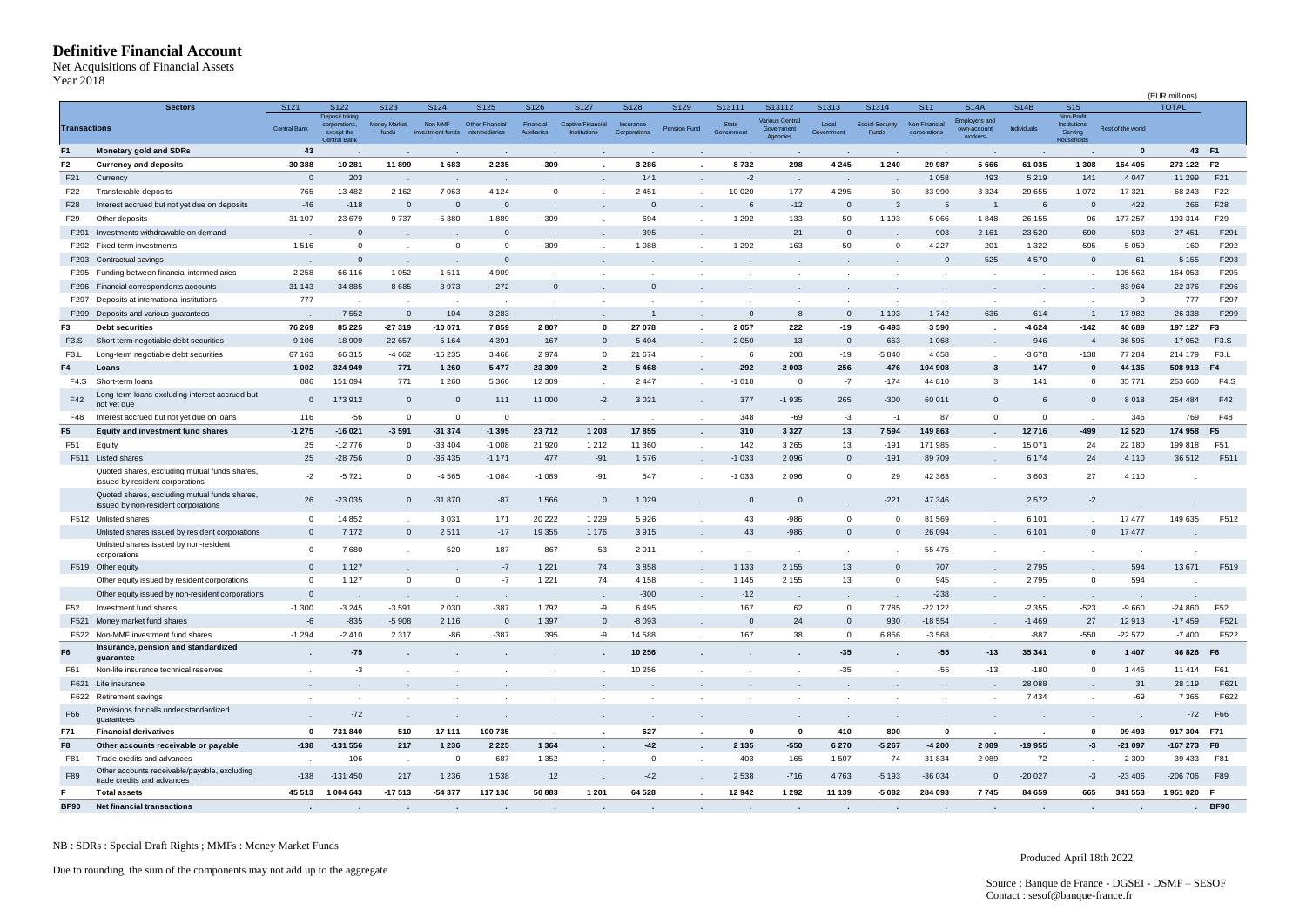# Definitive Financial Account

Net Acquisitions of Financial Assets
Year 2018

(EUR millions)

| Transactions | Sectors | S121 Central Bank | S122 Deposit taking corporations, except the Central Bank | S123 Money Market funds | S124 Non MMF investment funds | S125 Other Financial Intermediaries | S126 Financial Auxiliaries | S127 Captive Financial Institutions | S128 Insurance Corporations | S129 Pension Fund | S13111 State Government | S13112 Various Central Government Agencies | S1313 Local Government | S1314 Social Security Funds | S11 Non Financial corporations | S14A Employers and own-account workers | S14B Individuals | S15 Non-Profit Institutions Serving Households | Rest of the world | TOTAL | |
|---|---|---|---|---|---|---|---|---|---|---|---|---|---|---|---|---|---|---|---|---|---|
| **F1** | **Monetary gold and SDRs** | **43** | **.** | **.** | **.** | **.** | **.** | **.** | **.** | **.** | **.** | **.** | **.** | **.** | **.** | **.** | **.** | **.** | **0** | **43** | **F1** |
| **F2** | **Currency and deposits** | **-30 388** | **10 281** | **11 899** | **1 683** | **2 235** | **-309** | **.** | **3 286** | **.** | **8 732** | **298** | **4 245** | **-1 240** | **29 987** | **5 666** | **61 035** | **1 308** | **164 405** | **273 122** | **F2** |
| F21 | Currency | 0 | 203 | . | . | . | . | . | 141 | . | -2 | . | . | . | 1 058 | 493 | 5 219 | 141 | 4 047 | 11 299 | F21 |
| F22 | Transferable deposits | 765 | -13 482 | 2 162 | 7 063 | 4 124 | 0 | . | 2 451 | . | 10 020 | 177 | 4 295 | -50 | 33 990 | 3 324 | 29 655 | 1 072 | -17 321 | 68 243 | F22 |
| F28 | Interest accrued but not yet due on deposits | -46 | -118 | 0 | 0 | 0 | . | . | 0 | . | 6 | -12 | 0 | 3 | 5 | 1 | 6 | 0 | 422 | 266 | F28 |
| F29 | Other deposits | -31 107 | 23 679 | 9 737 | -5 380 | -1 889 | -309 | . | 694 | . | -1 292 | 133 | -50 | -1 193 | -5 066 | 1 848 | 26 155 | 96 | 177 257 | 193 314 | F29 |
| F291 | Investments withdrawable on demand | . | 0 | . | . | 0 | . | . | -395 | . | . | -21 | 0 | . | 903 | 2 161 | 23 520 | 690 | 593 | 27 451 | F291 |
| F292 | Fixed-term investments | 1 516 | 0 | . | 0 | 9 | -309 | . | 1 088 | . | -1 292 | 163 | -50 | 0 | -4 227 | -201 | -1 322 | -595 | 5 059 | -160 | F292 |
| F293 | Contractual savings | . | 0 | . | . | 0 | . | . | . | . | . | . | . | . | 0 | 525 | 4 570 | 0 | 61 | 5 155 | F293 |
| F295 | Funding between financial intermediaries | -2 258 | 66 116 | 1 052 | -1 511 | -4 909 | . | . | . | . | . | . | . | . | . | . | . | . | 105 562 | 164 053 | F295 |
| F296 | Financial correspondents accounts | -31 143 | -34 885 | 8 685 | -3 973 | -272 | 0 | . | 0 | . | . | . | . | . | . | . | . | . | 83 964 | 22 376 | F296 |
| F297 | Deposits at international institutions | 777 | . | . | . | . | . | . | . | . | . | . | . | . | . | . | . | . | 0 | 777 | F297 |
| F299 | Deposits and various guarantees | . | -7 552 | 0 | 104 | 3 283 | . | . | 1 | . | 0 | -8 | 0 | -1 193 | -1 742 | -636 | -614 | 1 | -17 982 | -26 338 | F299 |
| **F3** | **Debt securities** | **76 269** | **85 225** | **-27 319** | **-10 071** | **7 859** | **2 807** | **0** | **27 078** | **.** | **2 057** | **222** | **-19** | **-6 493** | **3 590** | **.** | **-4 624** | **-142** | **40 689** | **197 127** | **F3** |
| F3.S | Short-term negotiable debt securities | 9 106 | 18 909 | -22 657 | 5 164 | 4 391 | -167 | 0 | 5 404 | . | 2 050 | 13 | 0 | -653 | -1 068 | . | -946 | -4 | -36 595 | -17 052 | F3.S |
| F3.L | Long-term negotiable debt securities | 67 163 | 66 315 | -4 662 | -15 235 | 3 468 | 2 974 | 0 | 21 674 | . | 6 | 208 | -19 | -5 840 | 4 658 | . | -3 678 | -138 | 77 284 | 214 179 | F3.L |
| **F4** | **Loans** | **1 002** | **324 949** | **771** | **1 260** | **5 477** | **23 309** | **-2** | **5 468** | **.** | **-292** | **-2 003** | **256** | **-476** | **104 908** | **3** | **147** | **0** | **44 135** | **508 913** | **F4** |
| F4.S | Short-term loans | 886 | 151 094 | 771 | 1 260 | 5 366 | 12 309 | . | 2 447 | . | -1 018 | 0 | -7 | -174 | 44 810 | 3 | 141 | 0 | 35 771 | 253 660 | F4.S |
| F42 | Long-term loans excluding interest accrued but not yet due | 0 | 173 912 | 0 | 0 | 111 | 11 000 | -2 | 3 021 | . | 377 | -1 935 | 265 | -300 | 60 011 | 0 | 6 | 0 | 8 018 | 254 484 | F42 |
| F48 | Interest accrued but not yet due on loans | 116 | -56 | 0 | 0 | 0 | . | . | . | . | 348 | -69 | -3 | -1 | 87 | 0 | 0 | . | 346 | 769 | F48 |
| **F5** | **Equity and investment fund shares** | **-1 275** | **-16 021** | **-3 591** | **-31 374** | **-1 395** | **23 712** | **1 203** | **17 855** | **.** | **310** | **3 327** | **13** | **7 594** | **149 863** | **.** | **12 716** | **-499** | **12 520** | **174 958** | **F5** |
| F51 | Equity | 25 | -12 776 | 0 | -33 404 | -1 008 | 21 920 | 1 212 | 11 360 | . | 142 | 3 265 | 13 | -191 | 171 985 | . | 15 071 | 24 | 22 180 | 199 818 | F51 |
| F511 | Listed shares | 25 | -28 756 | 0 | -36 435 | -1 171 | 477 | -91 | 1 576 | . | -1 033 | 2 096 | 0 | -191 | 89 709 | . | 6 174 | 24 | 4 110 | 36 512 | F511 |
| | Quoted shares, excluding mutual funds shares, issued by resident corporations | -2 | -5 721 | 0 | -4 565 | -1 084 | -1 089 | -91 | 547 | . | -1 033 | 2 096 | 0 | 29 | 42 363 | . | 3 603 | 27 | 4 110 | . | |
| | Quoted shares, excluding mutual funds shares, issued by non-resident corporations | 26 | -23 035 | 0 | -31 870 | -87 | 1 566 | 0 | 1 029 | . | 0 | 0 | . | -221 | 47 346 | . | 2 572 | -2 | . | . | |
| F512 | Unlisted shares | 0 | 14 852 | . | 3 031 | 171 | 20 222 | 1 229 | 5 926 | . | 43 | -986 | 0 | 0 | 81 569 | . | 6 101 | . | 17 477 | 149 635 | F512 |
| | Unlisted shares issued by resident corporations | 0 | 7 172 | 0 | 2 511 | -17 | 19 355 | 1 176 | 3 915 | . | 43 | -986 | 0 | 0 | 26 094 | . | 6 101 | 0 | 17 477 | . | |
| | Unlisted shares issued by non-resident corporations | 0 | 7 680 | . | 520 | 187 | 867 | 53 | 2 011 | . | . | . | . | . | 55 475 | . | . | . | . | . | |
| F519 | Other equity | 0 | 1 127 | . | . | -7 | 1 221 | 74 | 3 858 | . | 1 133 | 2 155 | 13 | 0 | 707 | . | 2 795 | . | 594 | 13 671 | F519 |
| | Other equity issued by resident corporations | 0 | 1 127 | 0 | 0 | -7 | 1 221 | 74 | 4 158 | . | 1 145 | 2 155 | 13 | 0 | 945 | . | 2 795 | 0 | 594 | . | |
| | Other equity issued by non-resident corporations | 0 | . | . | . | . | . | . | -300 | . | -12 | . | . | . | -238 | . | . | . | . | . | |
| F52 | Investment fund shares | -1 300 | -3 245 | -3 591 | 2 030 | -387 | 1 792 | -9 | 6 495 | . | 167 | 62 | 0 | 7 785 | -22 122 | . | -2 355 | -523 | -9 660 | -24 860 | F52 |
| F521 | Money market fund shares | -6 | -835 | -5 908 | 2 116 | 0 | 1 397 | 0 | -8 093 | . | 0 | 24 | 0 | 930 | -18 554 | . | -1 469 | 27 | 12 913 | -17 459 | F521 |
| F522 | Non-MMF investment fund shares | -1 294 | -2 410 | 2 317 | -86 | -387 | 395 | -9 | 14 588 | . | 167 | 38 | 0 | 6 856 | -3 568 | . | -887 | -550 | -22 572 | -7 400 | F522 |
| **F6** | **Insurance, pension and standardized guarantee** | **.** | **-75** | **.** | **.** | **.** | **.** | **.** | **10 256** | **.** | **.** | **.** | **-35** | **.** | **-55** | **-13** | **35 341** | **0** | **1 407** | **46 826** | **F6** |
| F61 | Non-life insurance technical reserves | . | -3 | . | . | . | . | . | 10 256 | . | . | . | -35 | . | -55 | -13 | -180 | 0 | 1 445 | 11 414 | F61 |
| F621 | Life insurance | . | . | . | . | . | . | . | . | . | . | . | . | . | . | . | 28 088 | . | 31 | 28 119 | F621 |
| F622 | Retirement savings | . | . | . | . | . | . | . | . | . | . | . | . | . | . | . | 7 434 | . | -69 | 7 365 | F622 |
| F66 | Provisions for calls under standardized guarantees | . | -72 | . | . | . | . | . | . | . | . | . | . | . | . | . | . | . | . | -72 | F66 |
| **F71** | **Financial derivatives** | **0** | **731 840** | **510** | **-17 111** | **100 735** | **.** | **.** | **627** | **.** | **0** | **0** | **410** | **800** | **0** | **.** | **.** | **0** | **99 493** | **917 304** | **F71** |
| **F8** | **Other accounts receivable or payable** | **-138** | **-131 556** | **217** | **1 236** | **2 225** | **1 364** | **.** | **-42** | **.** | **2 135** | **-550** | **6 270** | **-5 267** | **-4 200** | **2 089** | **-19 955** | **-3** | **-21 097** | **-167 273** | **F8** |
| F81 | Trade credits and advances | . | -106 | . | 0 | 687 | 1 352 | . | 0 | . | -403 | 165 | 1 507 | -74 | 31 834 | 2 089 | 72 | . | 2 309 | 39 433 | F81 |
| F89 | Other accounts receivable/payable, excluding trade credits and advances | -138 | -131 450 | 217 | 1 236 | 1 538 | 12 | . | -42 | . | 2 538 | -716 | 4 763 | -5 193 | -36 034 | 0 | -20 027 | -3 | -23 406 | -206 706 | F89 |
| **F** | **Total assets** | **45 513** | **1 004 643** | **-17 513** | **-54 377** | **117 136** | **50 883** | **1 201** | **64 528** | **.** | **12 942** | **1 292** | **11 139** | **-5 082** | **284 093** | **7 745** | **84 659** | **665** | **341 553** | **1 951 020** | **F** |
| **BF90** | **Net financial transactions** | **.** | **.** | **.** | **.** | **.** | **.** | **.** | **.** | **.** | **.** | **.** | **.** | **.** | **.** | **.** | **.** | **.** | **.** | **.** | **BF90** |

NB : SDRs : Special Draft Rights ; MMFs : Money Market Funds

Due to rounding, the sum of the components may not add up to the aggregate

Produced April 18th 2022

Source : Banque de France - DGSEI - DSMF – SESOF
Contact : sesof@banque-france.fr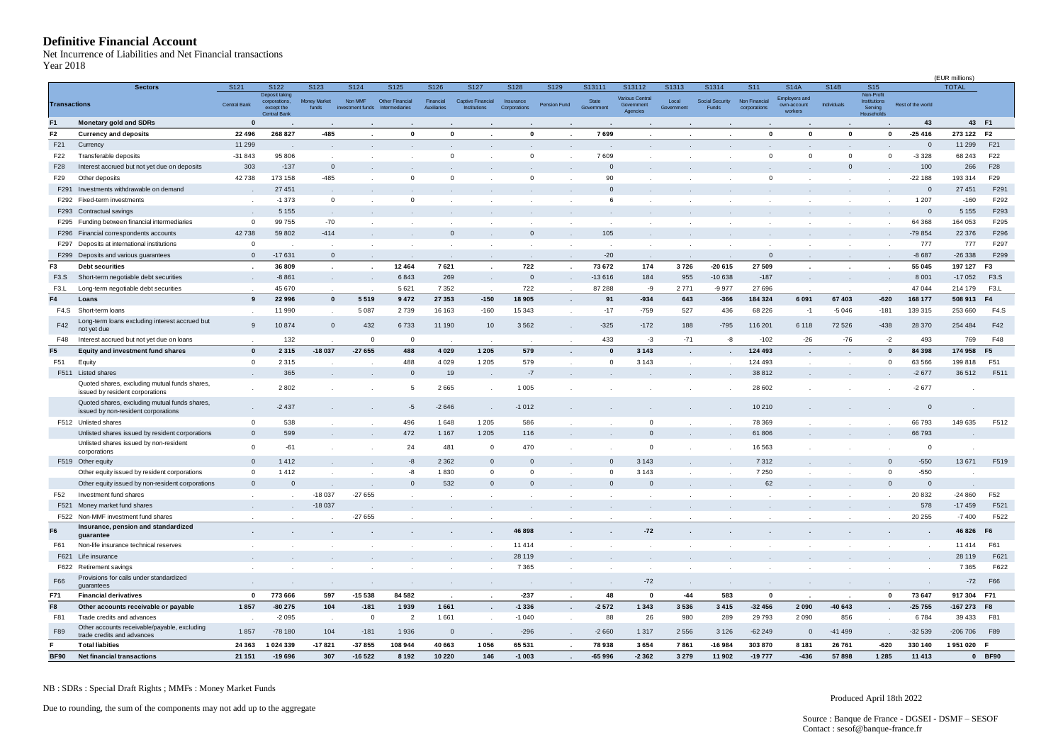# Definitive Financial Account

Net Incurrence of Liabilities and Net Financial transactions
Year 2018

(EUR millions)

| Transactions | Sectors | S121 Central Bank | S122 Deposit taking corporations, except the Central Bank | S123 Money Market funds | S124 Non MMF investment funds | S125 Other Financial Intermediaries | S126 Financial Auxiliaries | S127 Captive Financial Institutions | S128 Insurance Corporations | S129 Pension Fund | S13111 State Government | S13112 Various Central Government Agencies | S1313 Local Government | S1314 Social Security Funds | S11 Non Financial corporations | S14A Employers and own-account workers | S14B Individuals | S15 Non-Profit Institutions Serving Households | Rest of the world | TOTAL | |
|---|---|---|---|---|---|---|---|---|---|---|---|---|---|---|---|---|---|---|---|---|---|
| F1 | Monetary gold and SDRs | 0 | . | . | . | . | . | . | . | . | . | . | . | . | . | . | . | . | 43 | 43 | F1 |
| F2 | Currency and deposits | 22 496 | 268 827 | -485 | . | 0 | 0 | . | 0 | . | 7 699 | . | . | . | 0 | 0 | 0 | 0 | -25 416 | 273 122 | F2 |
| F21 | Currency | 11 299 | . | . | . | . | . | . | . | . | . | . | . | . | . | . | . | . | 0 | 11 299 | F21 |
| F22 | Transferable deposits | -31 843 | 95 806 | . | . | . | 0 | . | 0 | . | 7 609 | . | . | . | 0 | 0 | 0 | 0 | -3 328 | 68 243 | F22 |
| F28 | Interest accrued but not yet due on deposits | 303 | -137 | 0 | . | . | . | . | . | . | 0 | . | . | . | . | . | 0 | . | 100 | 266 | F28 |
| F29 | Other deposits | 42 738 | 173 158 | -485 | . | 0 | 0 | . | 0 | . | 90 | . | . | . | 0 | . | . | . | -22 188 | 193 314 | F29 |
| F291 | Investments withdrawable on demand | . | 27 451 | . | . | . | . | . | . | . | 0 | . | . | . | . | . | . | . | 0 | 27 451 | F291 |
| F292 | Fixed-term investments | . | -1 373 | 0 | . | 0 | . | . | . | . | 6 | . | . | . | . | . | . | . | 1 207 | -160 | F292 |
| F293 | Contractual savings | . | 5 155 | . | . | . | . | . | . | . | . | . | . | . | . | . | . | . | 0 | 5 155 | F293 |
| F295 | Funding between financial intermediaries | 0 | 99 755 | -70 | . | . | . | . | . | . | . | . | . | . | . | . | . | . | 64 368 | 164 053 | F295 |
| F296 | Financial correspondents accounts | 42 738 | 59 802 | -414 | . | . | 0 | . | 0 | . | 105 | . | . | . | . | . | . | . | -79 854 | 22 376 | F296 |
| F297 | Deposits at international institutions | 0 | . | . | . | . | . | . | . | . | . | . | . | . | . | . | . | . | 777 | 777 | F297 |
| F299 | Deposits and various guarantees | 0 | -17 631 | 0 | . | . | . | . | . | . | -20 | . | . | . | 0 | . | . | . | -8 687 | -26 338 | F299 |
| F3 | Debt securities | . | 36 809 | . | . | 12 464 | 7 621 | . | 722 | . | 73 672 | 174 | 3 726 | -20 615 | 27 509 | . | . | . | 55 045 | 197 127 | F3 |
| F3.S | Short-term negotiable debt securities | . | -8 861 | . | . | 6 843 | 269 | . | 0 | . | -13 616 | 184 | 955 | -10 638 | -187 | . | . | . | 8 001 | -17 052 | F3.S |
| F3.L | Long-term negotiable debt securities | . | 45 670 | . | . | 5 621 | 7 352 | . | 722 | . | 87 288 | -9 | 2 771 | -9 977 | 27 696 | . | . | . | 47 044 | 214 179 | F3.L |
| F4 | Loans | 9 | 22 996 | 0 | 5 519 | 9 472 | 27 353 | -150 | 18 905 | . | 91 | -934 | 643 | -366 | 184 324 | 6 091 | 67 403 | -620 | 168 177 | 508 913 | F4 |
| F4.S | Short-term loans | . | 11 990 | . | 5 087 | 2 739 | 16 163 | -160 | 15 343 | . | -17 | -759 | 527 | 436 | 68 226 | -1 | -5 046 | -181 | 139 315 | 253 660 | F4.S |
| F42 | Long-term loans excluding interest accrued but not yet due | 9 | 10 874 | 0 | 432 | 6 733 | 11 190 | 10 | 3 562 | . | -325 | -172 | 188 | -795 | 116 201 | 6 118 | 72 526 | -438 | 28 370 | 254 484 | F42 |
| F48 | Interest accrued but not yet due on loans | . | 132 | . | 0 | 0 | . | . | . | . | 433 | -3 | -71 | -8 | -102 | -26 | -76 | -2 | 493 | 769 | F48 |
| F5 | Equity and investment fund shares | 0 | 2 315 | -18 037 | -27 655 | 488 | 4 029 | 1 205 | 579 | . | 0 | 3 143 | . | . | 124 493 | . | . | 0 | 84 398 | 174 958 | F5 |
| F51 | Equity | 0 | 2 315 | . | . | 488 | 4 029 | 1 205 | 579 | . | 0 | 3 143 | . | . | 124 493 | . | . | 0 | 63 566 | 199 818 | F51 |
| F511 | Listed shares | . | 365 | . | . | 0 | 19 | . | -7 | . | . | . | . | . | 38 812 | . | . | . | -2 677 | 36 512 | F511 |
| | Quoted shares, excluding mutual funds shares, issued by resident corporations | . | 2 802 | . | . | 5 | 2 665 | . | 1 005 | . | . | . | . | . | 28 602 | . | . | . | -2 677 | . | |
| | Quoted shares, excluding mutual funds shares, issued by non-resident corporations | . | -2 437 | . | . | -5 | -2 646 | . | -1 012 | . | . | . | . | . | 10 210 | . | . | . | 0 | . | |
| F512 | Unlisted shares | 0 | 538 | . | . | 496 | 1 648 | 1 205 | 586 | . | . | 0 | . | . | 78 369 | . | . | . | 66 793 | 149 635 | F512 |
| | Unlisted shares issued by resident corporations | 0 | 599 | . | . | 472 | 1 167 | 1 205 | 116 | . | . | 0 | . | . | 61 806 | . | . | . | 66 793 | . | |
| | Unlisted shares issued by non-resident corporations | 0 | -61 | . | . | 24 | 481 | 0 | 470 | . | . | 0 | . | . | 16 563 | . | . | . | 0 | . | |
| F519 | Other equity | 0 | 1 412 | . | . | -8 | 2 362 | 0 | 0 | . | 0 | 3 143 | . | . | 7 312 | . | . | 0 | -550 | 13 671 | F519 |
| | Other equity issued by resident corporations | 0 | 1 412 | . | . | -8 | 1 830 | 0 | 0 | . | 0 | 3 143 | . | . | 7 250 | . | . | 0 | -550 | . | |
| | Other equity issued by non-resident corporations | 0 | 0 | . | . | 0 | 532 | 0 | 0 | . | 0 | 0 | . | . | 62 | . | . | 0 | 0 | . | |
| F52 | Investment fund shares | . | . | -18 037 | -27 655 | . | . | . | . | . | . | . | . | . | . | . | . | . | 20 832 | -24 860 | F52 |
| F521 | Money market fund shares | . | . | -18 037 | . | . | . | . | . | . | . | . | . | . | . | . | . | . | 578 | -17 459 | F521 |
| F522 | Non-MMF investment fund shares | . | . | . | -27 655 | . | . | . | . | . | . | . | . | . | . | . | . | . | 20 255 | -7 400 | F522 |
| F6 | Insurance, pension and standardized guarantee | . | . | . | . | . | . | . | 46 898 | . | . | -72 | . | . | . | . | . | . | . | 46 826 | F6 |
| F61 | Non-life insurance technical reserves | . | . | . | . | . | . | . | 11 414 | . | . | . | . | . | . | . | . | . | . | 11 414 | F61 |
| F621 | Life insurance | . | . | . | . | . | . | . | 28 119 | . | . | . | . | . | . | . | . | . | . | 28 119 | F621 |
| F622 | Retirement savings | . | . | . | . | . | . | . | 7 365 | . | . | . | . | . | . | . | . | . | . | 7 365 | F622 |
| F66 | Provisions for calls under standardized guarantees | . | . | . | . | . | . | . | . | . | . | -72 | . | . | . | . | . | . | . | -72 | F66 |
| F71 | Financial derivatives | 0 | 773 666 | 597 | -15 538 | 84 582 | . | . | -237 | . | 48 | 0 | -44 | 583 | 0 | . | . | 0 | 73 647 | 917 304 | F71 |
| F8 | Other accounts receivable or payable | 1 857 | -80 275 | 104 | -181 | 1 939 | 1 661 | . | -1 336 | . | -2 572 | 1 343 | 3 536 | 3 415 | -32 456 | 2 090 | -40 643 | . | -25 755 | -167 273 | F8 |
| F81 | Trade credits and advances | . | -2 095 | . | 0 | 2 | 1 661 | . | -1 040 | . | 88 | 26 | 980 | 289 | 29 793 | 2 090 | 856 | . | 6 784 | 39 433 | F81 |
| F89 | Other accounts receivable/payable, excluding trade credits and advances | 1 857 | -78 180 | 104 | -181 | 1 936 | 0 | . | -296 | . | -2 660 | 1 317 | 2 556 | 3 126 | -62 249 | 0 | -41 499 | . | -32 539 | -206 706 | F89 |
| F | Total liabities | 24 363 | 1 024 339 | -17 821 | -37 855 | 108 944 | 40 663 | 1 056 | 65 531 | . | 78 938 | 3 654 | 7 861 | -16 984 | 303 870 | 8 181 | 26 761 | -620 | 330 140 | 1 951 020 | F |
| BF90 | Net financial transactions | 21 151 | -19 696 | 307 | -16 522 | 8 192 | 10 220 | 146 | -1 003 | . | -65 996 | -2 362 | 3 279 | 11 902 | -19 777 | -436 | 57 898 | 1 285 | 11 413 | 0 | BF90 |

NB : SDRs : Special Draft Rights ; MMFs : Money Market Funds

Due to rounding, the sum of the components may not add up to the aggregate

Produced April 18th 2022

Source : Banque de France - DGSEI - DSMF – SESOF
Contact : sesof@banque-france.fr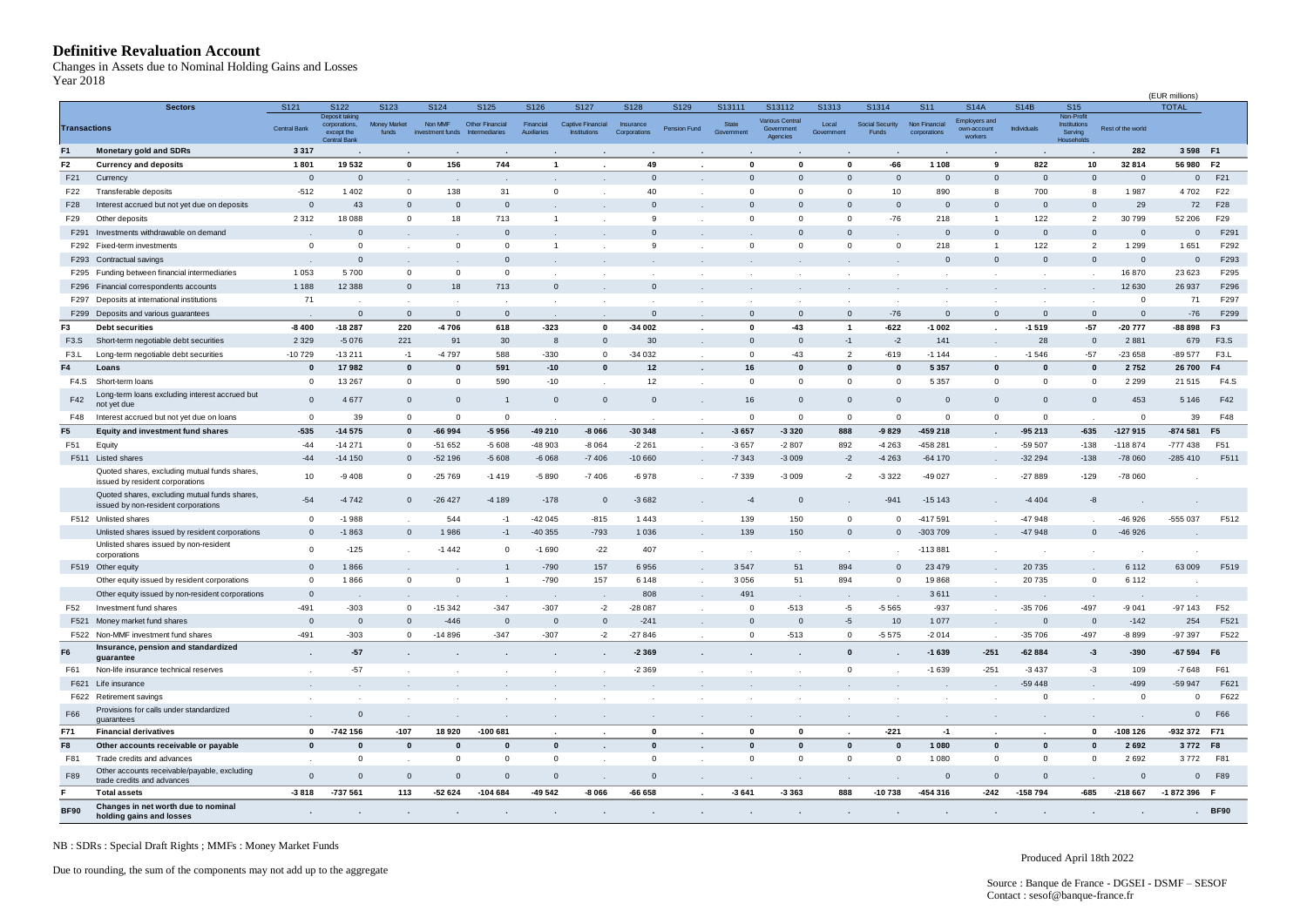# Definitive Revaluation Account

Changes in Assets due to Nominal Holding Gains and Losses
Year 2018

(EUR millions)

| Transactions | Sectors | S121 Central Bank | S122 Deposit taking corporations, except the Central Bank | S123 Money Market funds | S124 Non MMF investment funds | S125 Other Financial Intermediaries | S126 Financial Auxiliaries | S127 Captive Financial Institutions | S128 Insurance Corporations | S129 Pension Fund | S13111 State Government | S13112 Various Central Government Agencies | S1313 Local Government | S1314 Social Security Funds | S11 Non Financial corporations | S14A Employers and own-account workers | S14B Individuals | S15 Non-Profit Institutions Serving Households | Rest of the world | TOTAL | |
|---|---|---|---|---|---|---|---|---|---|---|---|---|---|---|---|---|---|---|---|---|---|
| **F1** | **Monetary gold and SDRs** | **3 317** | **.** | **.** | **.** | **.** | **.** | **.** | **.** | **.** | **.** | **.** | **.** | **.** | **.** | **.** | **.** | **.** | **282** | **3 598** | **F1** |
| **F2** | **Currency and deposits** | **1 801** | **19 532** | **0** | **156** | **744** | **1** | **.** | **49** | **.** | **0** | **0** | **0** | **-66** | **1 108** | **9** | **822** | **10** | **32 814** | **56 980** | **F2** |
| F21 | Currency | 0 | 0 | . | . | . | . | . | 0 | . | 0 | 0 | 0 | 0 | 0 | 0 | 0 | 0 | 0 | 0 | F21 |
| F22 | Transferable deposits | -512 | 1 402 | 0 | 138 | 31 | 0 | . | 40 | . | 0 | 0 | 0 | 10 | 890 | 8 | 700 | 8 | 1 987 | 4 702 | F22 |
| F28 | Interest accrued but not yet due on deposits | 0 | 43 | 0 | 0 | 0 | . | . | 0 | . | 0 | 0 | 0 | 0 | 0 | 0 | 0 | 0 | 29 | 72 | F28 |
| F29 | Other deposits | 2 312 | 18 088 | 0 | 18 | 713 | 1 | . | 9 | . | 0 | 0 | 0 | -76 | 218 | 1 | 122 | 2 | 30 799 | 52 206 | F29 |
| F291 | Investments withdrawable on demand | . | 0 | . | . | 0 | . | . | 0 | . | . | 0 | 0 | . | 0 | 0 | 0 | 0 | 0 | 0 | F291 |
| F292 | Fixed-term investments | 0 | 0 | . | 0 | 0 | 1 | . | 9 | . | 0 | 0 | 0 | 0 | 218 | 1 | 122 | 2 | 1 299 | 1 651 | F292 |
| F293 | Contractual savings | . | 0 | . | . | 0 | . | . | . | . | . | . | . | . | 0 | 0 | 0 | 0 | 0 | 0 | F293 |
| F295 | Funding between financial intermediaries | 1 053 | 5 700 | 0 | 0 | 0 | . | . | . | . | . | . | . | . | . | . | . | . | 16 870 | 23 623 | F295 |
| F296 | Financial correspondents accounts | 1 188 | 12 388 | 0 | 18 | 713 | 0 | . | 0 | . | . | . | . | . | . | . | . | . | 12 630 | 26 937 | F296 |
| F297 | Deposits at international institutions | 71 | . | . | . | . | . | . | . | . | . | . | . | . | . | . | . | . | 0 | 71 | F297 |
| F299 | Deposits and various guarantees | . | 0 | 0 | 0 | 0 | . | . | 0 | . | 0 | 0 | 0 | -76 | 0 | 0 | 0 | 0 | 0 | -76 | F299 |
| **F3** | **Debt securities** | **-8 400** | **-18 287** | **220** | **-4 706** | **618** | **-323** | **0** | **-34 002** | **.** | **0** | **-43** | **1** | **-622** | **-1 002** | **.** | **-1 519** | **-57** | **-20 777** | **-88 898** | **F3** |
| F3.S | Short-term negotiable debt securities | 2 329 | -5 076 | 221 | 91 | 30 | 8 | 0 | 30 | . | 0 | 0 | -1 | -2 | 141 | . | 28 | 0 | 2 881 | 679 | F3.S |
| F3.L | Long-term negotiable debt securities | -10 729 | -13 211 | -1 | -4 797 | 588 | -330 | 0 | -34 032 | . | 0 | -43 | 2 | -619 | -1 144 | . | -1 546 | -57 | -23 658 | -89 577 | F3.L |
| **F4** | **Loans** | **0** | **17 982** | **0** | **0** | **591** | **-10** | **0** | **12** | **.** | **16** | **0** | **0** | **0** | **5 357** | **0** | **0** | **0** | **2 752** | **26 700** | **F4** |
| F4.S | Short-term loans | 0 | 13 267 | 0 | 0 | 590 | -10 | . | 12 | . | 0 | 0 | 0 | 0 | 5 357 | 0 | 0 | 0 | 2 299 | 21 515 | F4.S |
| F42 | Long-term loans excluding interest accrued but not yet due | 0 | 4 677 | 0 | 0 | 1 | 0 | 0 | 0 | . | 16 | 0 | 0 | 0 | 0 | 0 | 0 | 0 | 453 | 5 146 | F42 |
| F48 | Interest accrued but not yet due on loans | 0 | 39 | 0 | 0 | 0 | . | . | . | . | 0 | 0 | 0 | 0 | 0 | 0 | 0 | . | 0 | 39 | F48 |
| **F5** | **Equity and investment fund shares** | **-535** | **-14 575** | **0** | **-66 994** | **-5 956** | **-49 210** | **-8 066** | **-30 348** | **.** | **-3 657** | **-3 320** | **888** | **-9 829** | **-459 218** | **.** | **-95 213** | **-635** | **-127 915** | **-874 581** | **F5** |
| F51 | Equity | -44 | -14 271 | 0 | -51 652 | -5 608 | -48 903 | -8 064 | -2 261 | . | -3 657 | -2 807 | 892 | -4 263 | -458 281 | . | -59 507 | -138 | -118 874 | -777 438 | F51 |
| F511 | Listed shares | -44 | -14 150 | 0 | -52 196 | -5 608 | -6 068 | -7 406 | -10 660 | . | -7 343 | -3 009 | -2 | -4 263 | -64 170 | . | -32 294 | -138 | -78 060 | -285 410 | F511 |
| | Quoted shares, excluding mutual funds shares, issued by resident corporations | 10 | -9 408 | 0 | -25 769 | -1 419 | -5 890 | -7 406 | -6 978 | . | -7 339 | -3 009 | -2 | -3 322 | -49 027 | . | -27 889 | -129 | -78 060 | . | |
| | Quoted shares, excluding mutual funds shares, issued by non-resident corporations | -54 | -4 742 | 0 | -26 427 | -4 189 | -178 | 0 | -3 682 | . | -4 | 0 | . | -941 | -15 143 | . | -4 404 | -8 | . | . | |
| F512 | Unlisted shares | 0 | -1 988 | . | 544 | -1 | -42 045 | -815 | 1 443 | . | 139 | 150 | 0 | 0 | -417 591 | . | -47 948 | . | -46 926 | -555 037 | F512 |
| | Unlisted shares issued by resident corporations | 0 | -1 863 | 0 | 1 986 | -1 | -40 355 | -793 | 1 036 | . | 139 | 150 | 0 | 0 | -303 709 | . | -47 948 | 0 | -46 926 | . | |
| | Unlisted shares issued by non-resident corporations | 0 | -125 | . | -1 442 | 0 | -1 690 | -22 | 407 | . | . | . | . | . | -113 881 | . | . | . | . | . | |
| F519 | Other equity | 0 | 1 866 | . | . | 1 | -790 | 157 | 6 956 | . | 3 547 | 51 | 894 | 0 | 23 479 | . | 20 735 | . | 6 112 | 63 009 | F519 |
| | Other equity issued by resident corporations | 0 | 1 866 | 0 | 0 | 1 | -790 | 157 | 6 148 | . | 3 056 | 51 | 894 | 0 | 19 868 | . | 20 735 | 0 | 6 112 | . | |
| | Other equity issued by non-resident corporations | 0 | . | . | . | . | . | . | 808 | . | 491 | . | . | . | 3 611 | . | . | . | . | . | |
| F52 | Investment fund shares | -491 | -303 | 0 | -15 342 | -347 | -307 | -2 | -28 087 | . | 0 | -513 | -5 | -5 565 | -937 | . | -35 706 | -497 | -9 041 | -97 143 | F52 |
| F521 | Money market fund shares | 0 | 0 | 0 | -446 | 0 | 0 | 0 | -241 | . | 0 | 0 | -5 | 10 | 1 077 | . | 0 | 0 | -142 | 254 | F521 |
| F522 | Non-MMF investment fund shares | -491 | -303 | 0 | -14 896 | -347 | -307 | -2 | -27 846 | . | 0 | -513 | 0 | -5 575 | -2 014 | . | -35 706 | -497 | -8 899 | -97 397 | F522 |
| **F6** | **Insurance, pension and standardized guarantee** | **.** | **-57** | **.** | **.** | **.** | **.** | **.** | **-2 369** | **.** | **.** | **.** | **0** | **.** | **-1 639** | **-251** | **-62 884** | **-3** | **-390** | **-67 594** | **F6** |
| F61 | Non-life insurance technical reserves | . | -57 | . | . | . | . | . | -2 369 | . | . | . | 0 | . | -1 639 | -251 | -3 437 | -3 | 109 | -7 648 | F61 |
| F621 | Life insurance | . | . | . | . | . | . | . | . | . | . | . | . | . | . | . | -59 448 | . | -499 | -59 947 | F621 |
| F622 | Retirement savings | . | . | . | . | . | . | . | . | . | . | . | . | . | . | . | 0 | . | 0 | 0 | F622 |
| F66 | Provisions for calls under standardized guarantees | . | 0 | . | . | . | . | . | . | . | . | . | . | . | . | . | . | . | . | 0 | F66 |
| **F71** | **Financial derivatives** | **0** | **-742 156** | **-107** | **18 920** | **-100 681** | **.** | **.** | **0** | **.** | **0** | **0** | **.** | **-221** | **-1** | **.** | **.** | **0** | **-108 126** | **-932 372** | **F71** |
| **F8** | **Other accounts receivable or payable** | **0** | **0** | **0** | **0** | **0** | **0** | **.** | **0** | **.** | **0** | **0** | **0** | **0** | **1 080** | **0** | **0** | **0** | **2 692** | **3 772** | **F8** |
| F81 | Trade credits and advances | . | 0 | . | 0 | 0 | 0 | . | 0 | . | 0 | 0 | 0 | 0 | 1 080 | 0 | 0 | 0 | 2 692 | 3 772 | F81 |
| F89 | Other accounts receivable/payable, excluding trade credits and advances | 0 | 0 | 0 | 0 | 0 | 0 | . | 0 | . | . | . | . | . | 0 | 0 | 0 | . | 0 | 0 | F89 |
| **F** | **Total assets** | **-3 818** | **-737 561** | **113** | **-52 624** | **-104 684** | **-49 542** | **-8 066** | **-66 658** | **.** | **-3 641** | **-3 363** | **888** | **-10 738** | **-454 316** | **-242** | **-158 794** | **-685** | **-218 667** | **-1 872 396** | **F** |
| **BF90** | **Changes in net worth due to nominal holding gains and losses** | **.** | **.** | **.** | **.** | **.** | **.** | **.** | **.** | **.** | **.** | **.** | **.** | **.** | **.** | **.** | **.** | **.** | **.** | **.** | **BF90** |

NB : SDRs : Special Draft Rights ; MMFs : Money Market Funds

Due to rounding, the sum of the components may not add up to the aggregate

Produced April 18th 2022

Source : Banque de France - DGSEI - DSMF – SESOF
Contact : sesof@banque-france.fr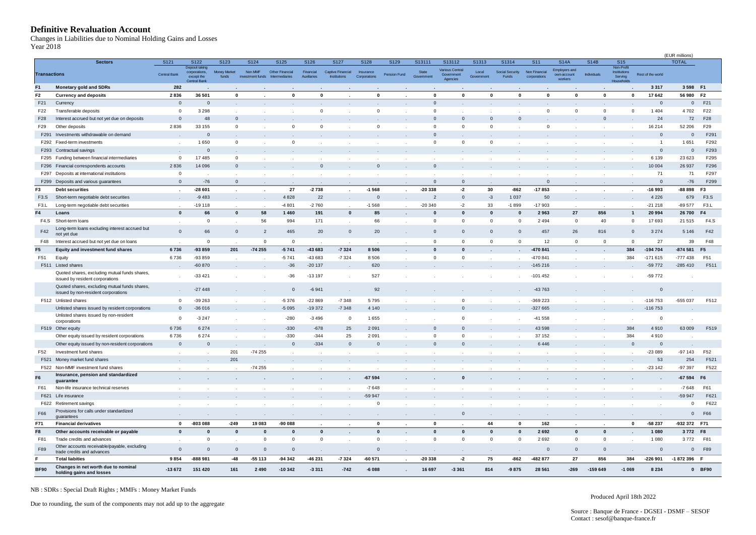# Definitive Revaluation Account

Changes in Liabilities due to Nominal Holding Gains and Losses
Year 2018

(EUR millions)

| Sectors | | S121 | S122 | S123 | S124 | S125 | S126 | S127 | S128 | S129 | S13111 | S13112 | S1313 | S1314 | S11 | S14A | S14B | S15 | | TOTAL | |
|---|---|---|---|---|---|---|---|---|---|---|---|---|---|---|---|---|---|---|---|---|---|
| **Transactions** | | Central Bank | Deposit taking corporations, except the Central Bank | Money Market funds | Non MMF investment funds | Other Financial Intermediaries | Financial Auxiliaries | Captive Financial Institutions | Insurance Corporations | Pension Fund | State Government | Various Central Government Agencies | Local Government | Social Security Funds | Non Financial corporations | Employers and own-account workers | Individuals | Non-Profit Institutions Serving Households | Rest of the world | | |
| **F1** | **Monetary gold and SDRs** | **282** | **.** | **.** | **.** | **.** | **.** | **.** | **.** | **.** | **.** | **.** | **.** | **.** | **.** | **.** | **.** | **.** | **3 317** | **3 598** | **F1** |
| **F2** | **Currency and deposits** | **2 836** | **36 501** | **0** | **.** | **0** | **0** | **.** | **0** | **.** | **0** | **0** | **0** | **0** | **0** | **0** | **0** | **0** | **17 642** | **56 980** | **F2** |
| F21 | Currency | 0 | 0 | . | . | . | . | . | . | . | 0 | . | . | . | . | . | . | . | 0 | 0 | F21 |
| F22 | Transferable deposits | 0 | 3 298 | . | . | . | 0 | . | 0 | . | 0 | . | . | . | 0 | 0 | 0 | 0 | 1 404 | 4 702 | F22 |
| F28 | Interest accrued but not yet due on deposits | 0 | 48 | 0 | . | . | . | . | . | . | 0 | 0 | 0 | 0 | . | . | 0 | . | 24 | 72 | F28 |
| F29 | Other deposits | 2 836 | 33 155 | 0 | . | 0 | 0 | . | 0 | . | 0 | 0 | 0 | . | 0 | . | . | . | 16 214 | 52 206 | F29 |
| F291 | Investments withdrawable on demand | . | 0 | . | . | . | . | . | . | . | 0 | . | . | . | . | . | . | . | 0 | 0 | F291 |
| F292 | Fixed-term investments | . | 1 650 | 0 | . | 0 | . | . | . | . | 0 | 0 | 0 | . | . | . | . | . | 1 | 1 651 | F292 |
| F293 | Contractual savings | . | 0 | . | . | . | . | . | . | . | . | . | . | . | . | . | . | . | 0 | 0 | F293 |
| F295 | Funding between financial intermediaries | 0 | 17 485 | 0 | . | . | . | . | . | . | . | . | . | . | . | . | . | . | 6 139 | 23 623 | F295 |
| F296 | Financial correspondents accounts | 2 836 | 14 096 | 0 | . | . | 0 | . | 0 | . | 0 | . | . | . | . | . | . | . | 10 004 | 26 937 | F296 |
| F297 | Deposits at international institutions | 0 | . | . | . | . | . | . | . | . | . | . | . | . | . | . | . | . | 71 | 71 | F297 |
| F299 | Deposits and various guarantees | 0 | -76 | 0 | . | . | . | . | . | . | 0 | 0 | . | . | 0 | . | . | . | 0 | -76 | F299 |
| **F3** | **Debt securities** | **.** | **-28 601** | **.** | **.** | **27** | **-2 738** | **.** | **-1 568** | **.** | **-20 338** | **-2** | **30** | **-862** | **-17 853** | **.** | **.** | **.** | **-16 993** | **-88 898** | **F3** |
| F3.S | Short-term negotiable debt securities | . | -9 483 | . | . | 4 828 | 22 | . | 0 | . | 2 | 0 | -3 | 1 037 | 50 | . | . | . | 4 226 | 679 | F3.S |
| F3.L | Long-term negotiable debt securities | . | -19 118 | . | . | -4 801 | -2 760 | . | -1 568 | . | -20 340 | -2 | 33 | -1 899 | -17 903 | . | . | . | -21 218 | -89 577 | F3.L |
| **F4** | **Loans** | **0** | **66** | **0** | **58** | **1 460** | **191** | **0** | **85** | **.** | **0** | **0** | **0** | **0** | **2 963** | **27** | **856** | **1** | **20 994** | **26 700** | **F4** |
| F4.S | Short-term loans | . | 0 | . | 56 | 994 | 171 | . | 66 | . | 0 | 0 | 0 | 0 | 2 494 | 0 | 40 | 0 | 17 693 | 21 515 | F4.S |
| F42 | Long-term loans excluding interest accrued but not yet due | 0 | 66 | 0 | 2 | 465 | 20 | 0 | 20 | . | 0 | 0 | 0 | 0 | 457 | 26 | 816 | 0 | 3 274 | 5 146 | F42 |
| F48 | Interest accrued but not yet due on loans | . | 0 | . | 0 | 0 | . | . | . | . | 0 | 0 | 0 | 0 | 12 | 0 | 0 | 0 | 27 | 39 | F48 |
| **F5** | **Equity and investment fund shares** | **6 736** | **-93 859** | **201** | **-74 255** | **-5 741** | **-43 683** | **-7 324** | **8 506** | **.** | **0** | **0** | **.** | **.** | **-470 841** | **.** | **.** | **384** | **-194 704** | **-874 581** | **F5** |
| F51 | Equity | 6 736 | -93 859 | . | . | -5 741 | -43 683 | -7 324 | 8 506 | . | 0 | 0 | . | . | -470 841 | . | . | 384 | -171 615 | -777 438 | F51 |
| F511 | Listed shares | . | -60 870 | . | . | -36 | -20 137 | . | 620 | . | . | . | . | . | -145 216 | . | . | . | -59 772 | -285 410 | F511 |
| | Quoted shares, excluding mutual funds shares, issued by resident corporations | . | -33 421 | . | . | -36 | -13 197 | . | 527 | . | . | . | . | . | -101 452 | . | . | . | -59 772 | . | |
| | Quoted shares, excluding mutual funds shares, issued by non-resident corporations | . | -27 448 | . | . | 0 | -6 941 | . | 92 | . | . | . | . | . | -43 763 | . | . | . | 0 | . | |
| F512 | Unlisted shares | 0 | -39 263 | . | . | -5 376 | -22 869 | -7 348 | 5 795 | . | . | 0 | . | . | -369 223 | . | . | . | -116 753 | -555 037 | F512 |
| | Unlisted shares issued by resident corporations | 0 | -36 016 | . | . | -5 095 | -19 372 | -7 348 | 4 140 | . | . | 0 | . | . | -327 665 | . | . | . | -116 753 | . | |
| | Unlisted shares issued by non-resident corporations | 0 | -3 247 | . | . | -280 | -3 496 | 0 | 1 655 | . | . | 0 | . | . | -41 558 | . | . | . | 0 | . | |
| F519 | Other equity | 6 736 | 6 274 | . | . | -330 | -678 | 25 | 2 091 | . | 0 | 0 | . | . | 43 598 | . | . | 384 | 4 910 | 63 009 | F519 |
| | Other equity issued by resident corporations | 6 736 | 6 274 | . | . | -330 | -344 | 25 | 2 091 | . | 0 | 0 | . | . | 37 152 | . | . | 384 | 4 910 | . | |
| | Other equity issued by non-resident corporations | 0 | 0 | . | . | 0 | -334 | 0 | 0 | . | 0 | 0 | . | . | 6 446 | . | . | 0 | 0 | . | |
| F52 | Investment fund shares | . | . | 201 | -74 255 | . | . | . | . | . | . | . | . | . | . | . | . | . | -23 089 | -97 143 | F52 |
| F521 | Money market fund shares | . | . | 201 | . | . | . | . | . | . | . | . | . | . | . | . | . | . | 53 | 254 | F521 |
| F522 | Non-MMF investment fund shares | . | . | . | -74 255 | . | . | . | . | . | . | . | . | . | . | . | . | . | -23 142 | -97 397 | F522 |
| **F6** | **Insurance, pension and standardized guarantee** | **.** | **.** | **.** | **.** | **.** | **.** | **.** | **-67 594** | **.** | **.** | **0** | **.** | **.** | **.** | **.** | **.** | **.** | **.** | **-67 594** | **F6** |
| F61 | Non-life insurance technical reserves | . | . | . | . | . | . | . | -7 648 | . | . | . | . | . | . | . | . | . | . | -7 648 | F61 |
| F621 | Life insurance | . | . | . | . | . | . | . | -59 947 | . | . | . | . | . | . | . | . | . | . | -59 947 | F621 |
| F622 | Retirement savings | . | . | . | . | . | . | . | 0 | . | . | . | . | . | . | . | . | . | . | 0 | F622 |
| F66 | Provisions for calls under standardized guarantees | . | . | . | . | . | . | . | . | . | . | 0 | . | . | . | . | . | . | . | 0 | F66 |
| **F71** | **Financial derivatives** | **0** | **-803 088** | **-249** | **19 083** | **-90 088** | **.** | **.** | **0** | **.** | **0** | **.** | **44** | **0** | **162** | **.** | **.** | **0** | **-58 237** | **-932 372** | **F71** |
| **F8** | **Other accounts receivable or payable** | **0** | **0** | **0** | **0** | **0** | **0** | **.** | **0** | **.** | **0** | **0** | **0** | **0** | **2 692** | **0** | **0** | **.** | **1 080** | **3 772** | **F8** |
| F81 | Trade credits and advances | . | 0 | . | 0 | 0 | 0 | . | 0 | . | 0 | 0 | 0 | 0 | 2 692 | 0 | 0 | . | 1 080 | 3 772 | F81 |
| F89 | Other accounts receivable/payable, excluding trade credits and advances | 0 | 0 | 0 | 0 | 0 | . | . | 0 | . | . | . | . | . | 0 | 0 | 0 | . | 0 | 0 | F89 |
| **F** | **Total liabities** | **9 854** | **-888 981** | **-48** | **-55 113** | **-94 342** | **-46 231** | **-7 324** | **-60 571** | **.** | **-20 338** | **-2** | **75** | **-862** | **-482 877** | **27** | **856** | **384** | **-226 901** | **-1 872 396** | **F** |
| **BF90** | **Changes in net worth due to nominal holding gains and losses** | **-13 672** | **151 420** | **161** | **2 490** | **-10 342** | **-3 311** | **-742** | **-6 088** | **.** | **16 697** | **-3 361** | **814** | **-9 875** | **28 561** | **-269** | **-159 649** | **-1 069** | **8 234** | **0** | **BF90** |

NB : SDRs : Special Draft Rights ; MMFs : Money Market Funds

Due to rounding, the sum of the components may not add up to the aggregate

Produced April 18th 2022

Source : Banque de France - DGSEI - DSMF – SESOF
Contact : sesof@banque-france.fr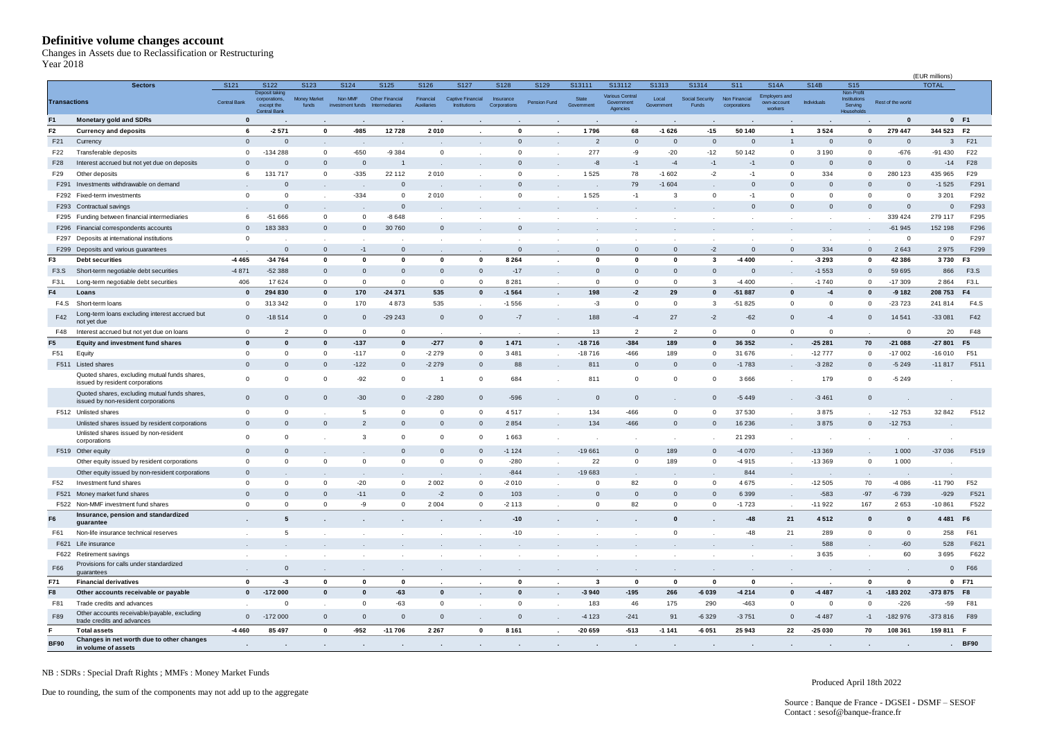# Definitive volume changes account

Changes in Assets due to Reclassification or Restructuring

Year 2018

(EUR millions)

| Transactions | Sectors | S121 Central Bank | S122 Deposit taking corporations, except the Central Bank | S123 Money Market funds | S124 Non MMF investment funds | S125 Other Financial Intermediaries | S126 Financial Auxiliaries | S127 Captive Financial Institutions | S128 Insurance Corporations | S129 Pension Fund | S13111 State Government | S13112 Various Central Government Agencies | S1313 Local Government | S1314 Social Security Funds | S11 Non Financial corporations | S14A Employers and own-account workers | S14B Individuals | S15 Non-Profit Institutions Serving Households | Rest of the world | TOTAL | |
|---|---|---|---|---|---|---|---|---|---|---|---|---|---|---|---|---|---|---|---|---|---|
| **F1** | **Monetary gold and SDRs** | **0** | **.** | **.** | **.** | **.** | **.** | **.** | **.** | **.** | **.** | **.** | **.** | **.** | **.** | **.** | **.** | **.** | **0** | **0** | **F1** |
| **F2** | **Currency and deposits** | **6** | **-2 571** | **0** | **-985** | **12 728** | **2 010** | **.** | **0** | **.** | **1 796** | **68** | **-1 626** | **-15** | **50 140** | **1** | **3 524** | **0** | **279 447** | **344 523** | **F2** |
| F21 | Currency | 0 | 0 | . | . | . | . | . | 0 | . | 2 | 0 | 0 | 0 | 0 | 1 | 0 | 0 | 0 | 3 | F21 |
| F22 | Transferable deposits | 0 | -134 288 | 0 | -650 | -9 384 | 0 | . | 0 | . | 277 | -9 | -20 | -12 | 50 142 | 0 | 3 190 | 0 | -676 | -91 430 | F22 |
| F28 | Interest accrued but not yet due on deposits | 0 | 0 | 0 | 0 | 1 | . | . | 0 | . | -8 | -1 | -4 | -1 | -1 | 0 | 0 | 0 | 0 | -14 | F28 |
| F29 | Other deposits | 6 | 131 717 | 0 | -335 | 22 112 | 2 010 | . | 0 | . | 1 525 | 78 | -1 602 | -2 | -1 | 0 | 334 | 0 | 280 123 | 435 965 | F29 |
| F291 | Investments withdrawable on demand | . | 0 | . | . | 0 | . | . | 0 | . | . | 79 | -1 604 | . | 0 | 0 | 0 | 0 | 0 | -1 525 | F291 |
| F292 | Fixed-term investments | 0 | 0 | . | -334 | 0 | 2 010 | . | 0 | . | 1 525 | -1 | 3 | 0 | -1 | 0 | 0 | 0 | 0 | 3 201 | F292 |
| F293 | Contractual savings | . | 0 | . | . | 0 | . | . | . | . | . | . | . | . | 0 | 0 | 0 | 0 | 0 | 0 | F293 |
| F295 | Funding between financial intermediaries | 6 | -51 666 | 0 | 0 | -8 648 | . | . | . | . | . | . | . | . | . | . | . | . | 339 424 | 279 117 | F295 |
| F296 | Financial correspondents accounts | 0 | 183 383 | 0 | 0 | 30 760 | 0 | . | 0 | . | . | . | . | . | . | . | . | . | -61 945 | 152 198 | F296 |
| F297 | Deposits at international institutions | 0 | . | . | . | . | . | . | . | . | . | . | . | . | . | . | . | . | 0 | 0 | F297 |
| F299 | Deposits and various guarantees | . | 0 | 0 | -1 | 0 | . | . | 0 | . | 0 | 0 | 0 | -2 | 0 | 0 | 334 | 0 | 2 643 | 2 975 | F299 |
| **F3** | **Debt securities** | **-4 465** | **-34 764** | **0** | **0** | **0** | **0** | **0** | **8 264** | **.** | **0** | **0** | **0** | **3** | **-4 400** | **.** | **-3 293** | **0** | **42 386** | **3 730** | **F3** |
| F3.S | Short-term negotiable debt securities | -4 871 | -52 388 | 0 | 0 | 0 | 0 | 0 | -17 | . | 0 | 0 | 0 | 0 | 0 | . | -1 553 | 0 | 59 695 | 866 | F3.S |
| F3.L | Long-term negotiable debt securities | 406 | 17 624 | 0 | 0 | 0 | 0 | 0 | 8 281 | . | 0 | 0 | 0 | 3 | -4 400 | . | -1 740 | 0 | -17 309 | 2 864 | F3.L |
| **F4** | **Loans** | **0** | **294 830** | **0** | **170** | **-24 371** | **535** | **0** | **-1 564** | **.** | **198** | **-2** | **29** | **0** | **-51 887** | **0** | **-4** | **0** | **-9 182** | **208 753** | **F4** |
| F4.S | Short-term loans | 0 | 313 342 | 0 | 170 | 4 873 | 535 | . | -1 556 | . | -3 | 0 | 0 | 3 | -51 825 | 0 | 0 | 0 | -23 723 | 241 814 | F4.S |
| F42 | Long-term loans excluding interest accrued but not yet due | 0 | -18 514 | 0 | 0 | -29 243 | 0 | 0 | -7 | . | 188 | -4 | 27 | -2 | -62 | 0 | -4 | 0 | 14 541 | -33 081 | F42 |
| F48 | Interest accrued but not yet due on loans | 0 | 2 | 0 | 0 | 0 | . | . | . | . | 13 | 2 | 2 | 0 | 0 | 0 | 0 | . | 0 | 20 | F48 |
| **F5** | **Equity and investment fund shares** | **0** | **0** | **0** | **-137** | **0** | **-277** | **0** | **1 471** | **.** | **-18 716** | **-384** | **189** | **0** | **36 352** | **.** | **-25 281** | **70** | **-21 088** | **-27 801** | **F5** |
| F51 | Equity | 0 | 0 | 0 | -117 | 0 | -2 279 | 0 | 3 481 | . | -18 716 | -466 | 189 | 0 | 31 676 | . | -12 777 | 0 | -17 002 | -16 010 | F51 |
| F511 | Listed shares | 0 | 0 | 0 | -122 | 0 | -2 279 | 0 | 88 | . | 811 | 0 | 0 | 0 | -1 783 | . | -3 282 | 0 | -5 249 | -11 817 | F511 |
| | Quoted shares, excluding mutual funds shares, issued by resident corporations | 0 | 0 | 0 | -92 | 0 | 1 | 0 | 684 | . | 811 | 0 | 0 | 0 | 3 666 | . | 179 | 0 | -5 249 | . | |
| | Quoted shares, excluding mutual funds shares, issued by non-resident corporations | 0 | 0 | 0 | -30 | 0 | -2 280 | 0 | -596 | . | 0 | 0 | . | 0 | -5 449 | . | -3 461 | 0 | . | . | |
| F512 | Unlisted shares | 0 | 0 | . | 5 | 0 | 0 | 0 | 4 517 | . | 134 | -466 | 0 | 0 | 37 530 | . | 3 875 | . | -12 753 | 32 842 | F512 |
| | Unlisted shares issued by resident corporations | 0 | 0 | 0 | 2 | 0 | 0 | 0 | 2 854 | . | 134 | -466 | 0 | 0 | 16 236 | . | 3 875 | 0 | -12 753 | . | |
| | Unlisted shares issued by non-resident corporations | 0 | 0 | . | 3 | 0 | 0 | 0 | 1 663 | . | . | . | . | . | 21 293 | . | . | . | . | . | |
| F519 | Other equity | 0 | 0 | . | . | 0 | 0 | 0 | -1 124 | . | -19 661 | 0 | 189 | 0 | -4 070 | . | -13 369 | . | 1 000 | -37 036 | F519 |
| | Other equity issued by resident corporations | 0 | 0 | 0 | 0 | 0 | 0 | 0 | -280 | . | 22 | 0 | 189 | 0 | -4 915 | . | -13 369 | 0 | 1 000 | . | |
| | Other equity issued by non-resident corporations | 0 | . | . | . | . | . | . | -844 | . | -19 683 | . | . | . | 844 | . | . | . | . | . | |
| F52 | Investment fund shares | 0 | 0 | 0 | -20 | 0 | 2 002 | 0 | -2 010 | . | 0 | 82 | 0 | 0 | 4 675 | . | -12 505 | 70 | -4 086 | -11 790 | F52 |
| F521 | Money market fund shares | 0 | 0 | 0 | -11 | 0 | -2 | 0 | 103 | . | 0 | 0 | 0 | 0 | 6 399 | . | -583 | -97 | -6 739 | -929 | F521 |
| F522 | Non-MMF investment fund shares | 0 | 0 | 0 | -9 | 0 | 2 004 | 0 | -2 113 | . | 0 | 82 | 0 | 0 | -1 723 | . | -11 922 | 167 | 2 653 | -10 861 | F522 |
| **F6** | **Insurance, pension and standardized guarantee** | **.** | **5** | **.** | **.** | **.** | **.** | **.** | **-10** | **.** | **.** | **.** | **0** | **.** | **-48** | **21** | **4 512** | **0** | **0** | **4 481** | **F6** |
| F61 | Non-life insurance technical reserves | . | 5 | . | . | . | . | . | -10 | . | . | . | 0 | . | -48 | 21 | 289 | 0 | 0 | 258 | F61 |
| F621 | Life insurance | . | . | . | . | . | . | . | . | . | . | . | . | . | . | . | 588 | . | -60 | 528 | F621 |
| F622 | Retirement savings | . | . | . | . | . | . | . | . | . | . | . | . | . | . | . | 3 635 | . | 60 | 3 695 | F622 |
| F66 | Provisions for calls under standardized guarantees | . | 0 | . | . | . | . | . | . | . | . | . | . | . | . | . | . | . | . | 0 | F66 |
| **F71** | **Financial derivatives** | **0** | **-3** | **0** | **0** | **0** | **.** | **.** | **0** | **.** | **3** | **0** | **0** | **0** | **0** | **.** | **.** | **0** | **0** | **0** | **F71** |
| **F8** | **Other accounts receivable or payable** | **0** | **-172 000** | **0** | **0** | **-63** | **0** | **.** | **0** | **.** | **-3 940** | **-195** | **266** | **-6 039** | **-4 214** | **0** | **-4 487** | **-1** | **-183 202** | **-373 875** | **F8** |
| F81 | Trade credits and advances | . | 0 | . | 0 | -63 | 0 | . | 0 | . | 183 | 46 | 175 | 290 | -463 | 0 | 0 | 0 | -226 | -59 | F81 |
| F89 | Other accounts receivable/payable, excluding trade credits and advances | 0 | -172 000 | 0 | 0 | 0 | 0 | . | 0 | . | -4 123 | -241 | 91 | -6 329 | -3 751 | 0 | -4 487 | -1 | -182 976 | -373 816 | F89 |
| **F** | **Total assets** | **-4 460** | **85 497** | **0** | **-952** | **-11 706** | **2 267** | **0** | **8 161** | **.** | **-20 659** | **-513** | **-1 141** | **-6 051** | **25 943** | **22** | **-25 030** | **70** | **108 361** | **159 811** | **F** |
| **BF90** | **Changes in net worth due to other changes in volume of assets** | **.** | **.** | **.** | **.** | **.** | **.** | **.** | **.** | **.** | **.** | **.** | **.** | **.** | **.** | **.** | **.** | **.** | **.** | **.** | **BF90** |

NB : SDRs : Special Draft Rights ; MMFs : Money Market Funds

Due to rounding, the sum of the components may not add up to the aggregate

Produced April 18th 2022

Source : Banque de France - DGSEI - DSMF – SESOF
Contact : sesof@banque-france.fr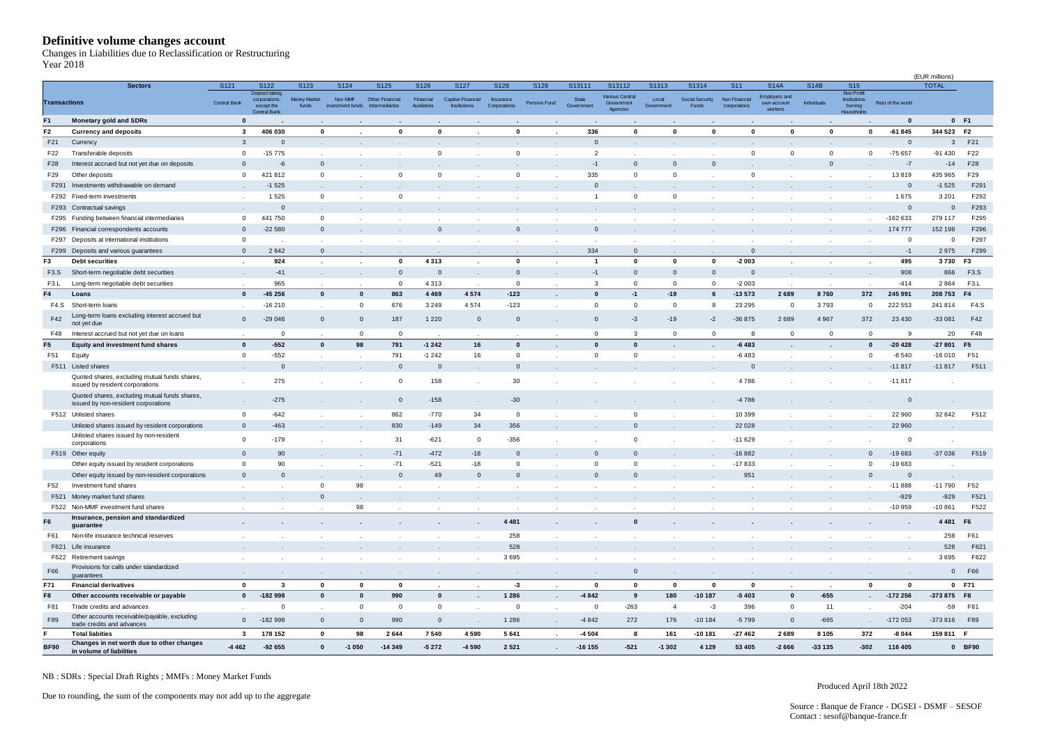# Definitive volume changes account

Changes in Liabilities due to Reclassification or Restructuring
Year 2018

(EUR millions)

| Transactions | Sectors | S121 Central Bank | S122 Deposit taking corporations, except the Central Bank | S123 Money Market funds | S124 Non MMF investment funds | S125 Other Financial Intermediaries | S126 Financial Auxiliaries | S127 Captive Financial Institutions | S128 Insurance Corporations | S129 Pension Fund | S13111 State Government | S13112 Various Central Government Agencies | S1313 Local Government | S1314 Social Security Funds | S11 Non Financial corporations | S14A Employers and own-account workers | S14B Individuals | S15 Non-Profit Institutions Serving Households | Rest of the world | TOTAL | |
|---|---|---|---|---|---|---|---|---|---|---|---|---|---|---|---|---|---|---|---|---|---|
| **F1** | **Monetary gold and SDRs** | **0** | **.** | **.** | **.** | **.** | **.** | **.** | **.** | **.** | **.** | **.** | **.** | **.** | **.** | **.** | **.** | **.** | **0** | **0** | **F1** |
| **F2** | **Currency and deposits** | **3** | **406 030** | **0** | **.** | **0** | **0** | **.** | **0** | **.** | **336** | **0** | **0** | **0** | **0** | **0** | **0** | **0** | **-61 845** | **344 523** | **F2** |
| F21 | Currency | 3 | 0 | . | . | . | . | . | . | . | 0 | . | . | . | . | . | . | . | 0 | 3 | F21 |
| F22 | Transferable deposits | 0 | -15 775 | . | . | . | 0 | . | 0 | . | 2 | . | . | . | 0 | 0 | 0 | 0 | -75 657 | -91 430 | F22 |
| F28 | Interest accrued but not yet due on deposits | 0 | -6 | 0 | . | . | . | . | . | . | -1 | 0 | 0 | 0 | . | . | 0 | . | -7 | -14 | F28 |
| F29 | Other deposits | 0 | 421 812 | 0 | . | 0 | 0 | . | 0 | . | 335 | 0 | 0 | . | 0 | . | . | . | 13 819 | 435 965 | F29 |
| F291 | Investments withdrawable on demand | . | -1 525 | . | . | . | . | . | . | . | 0 | . | . | . | . | . | . | . | 0 | -1 525 | F291 |
| F292 | Fixed-term investments | . | 1 525 | 0 | . | 0 | . | . | . | . | 1 | 0 | 0 | . | . | . | . | . | 1 675 | 3 201 | F292 |
| F293 | Contractual savings | . | 0 | . | . | . | . | . | . | . | . | . | . | . | . | . | . | . | 0 | 0 | F293 |
| F295 | Funding between financial intermediaries | 0 | 441 750 | 0 | . | . | . | . | . | . | . | . | . | . | . | . | . | . | -162 633 | 279 117 | F295 |
| F296 | Financial correspondents accounts | 0 | -22 580 | 0 | . | . | 0 | . | 0 | . | 0 | . | . | . | . | . | . | . | 174 777 | 152 198 | F296 |
| F297 | Deposits at international institutions | 0 | . | . | . | . | . | . | . | . | . | . | . | . | . | . | . | . | 0 | 0 | F297 |
| F299 | Deposits and various guarantees | 0 | 2 642 | 0 | . | . | . | . | . | . | 334 | 0 | . | . | 0 | . | . | . | -1 | 2 975 | F299 |
| **F3** | **Debt securities** | **.** | **924** | **.** | **.** | **0** | **4 313** | **.** | **0** | **.** | **1** | **0** | **0** | **0** | **-2 003** | **.** | **.** | **.** | **495** | **3 730** | **F3** |
| F3.S | Short-term negotiable debt securities | . | -41 | . | . | 0 | 0 | . | 0 | . | -1 | 0 | 0 | 0 | 0 | . | . | . | 908 | 866 | F3.S |
| F3.L | Long-term negotiable debt securities | . | 965 | . | . | 0 | 4 313 | . | 0 | . | 3 | 0 | 0 | 0 | -2 003 | . | . | . | -414 | 2 864 | F3.L |
| **F4** | **Loans** | **0** | **-45 256** | **0** | **0** | **863** | **4 469** | **4 574** | **-123** | **.** | **0** | **-1** | **-19** | **6** | **-13 573** | **2 689** | **8 760** | **372** | **245 991** | **208 753** | **F4** |
| F4.S | Short-term loans | . | -16 210 | . | 0 | 676 | 3 249 | 4 574 | -123 | . | 0 | 0 | 0 | 8 | 23 295 | 0 | 3 793 | 0 | 222 553 | 241 814 | F4.S |
| F42 | Long-term loans excluding interest accrued but not yet due | 0 | -29 046 | 0 | 0 | 187 | 1 220 | 0 | 0 | . | 0 | -3 | -19 | -2 | -36 875 | 2 689 | 4 967 | 372 | 23 430 | -33 081 | F42 |
| F48 | Interest accrued but not yet due on loans | . | 0 | . | 0 | 0 | . | . | . | . | 0 | 3 | 0 | 0 | 8 | 0 | 0 | 0 | 9 | 20 | F48 |
| **F5** | **Equity and investment fund shares** | **0** | **-552** | **0** | **98** | **791** | **-1 242** | **16** | **0** | **.** | **0** | **0** | **.** | **.** | **-6 483** | **.** | **.** | **0** | **-20 428** | **-27 801** | **F5** |
| F51 | Equity | 0 | -552 | . | . | 791 | -1 242 | 16 | 0 | . | 0 | 0 | . | . | -6 483 | . | . | 0 | -8 540 | -16 010 | F51 |
| F511 | Listed shares | . | 0 | . | . | 0 | 0 | . | 0 | . | . | . | . | . | 0 | . | . | . | -11 817 | -11 817 | F511 |
| | Quoted shares, excluding mutual funds shares, issued by resident corporations | . | 275 | . | . | 0 | 158 | . | 30 | . | . | . | . | . | 4 786 | . | . | . | -11 817 | . | |
| | Quoted shares, excluding mutual funds shares, issued by non-resident corporations | . | -275 | . | . | 0 | -158 | . | -30 | . | . | . | . | . | -4 786 | . | . | . | 0 | . | |
| F512 | Unlisted shares | 0 | -642 | . | . | 862 | -770 | 34 | 0 | . | . | 0 | . | . | 10 399 | . | . | . | 22 960 | 32 842 | F512 |
| | Unlisted shares issued by resident corporations | 0 | -463 | . | . | 830 | -149 | 34 | 356 | . | . | 0 | . | . | 22 028 | . | . | . | 22 960 | . | |
| | Unlisted shares issued by non-resident corporations | 0 | -179 | . | . | 31 | -621 | 0 | -356 | . | . | 0 | . | . | -11 629 | . | . | . | 0 | . | |
| F519 | Other equity | 0 | 90 | . | . | -71 | -472 | -18 | 0 | . | 0 | 0 | . | . | -16 882 | . | . | 0 | -19 683 | -37 036 | F519 |
| | Other equity issued by resident corporations | 0 | 90 | . | . | -71 | -521 | -18 | 0 | . | 0 | 0 | . | . | -17 833 | . | . | 0 | -19 683 | . | |
| | Other equity issued by non-resident corporations | 0 | 0 | . | . | 0 | 49 | 0 | 0 | . | 0 | 0 | . | . | 951 | . | . | 0 | 0 | . | |
| F52 | Investment fund shares | . | . | 0 | 98 | . | . | . | . | . | . | . | . | . | . | . | . | . | -11 888 | -11 790 | F52 |
| F521 | Money market fund shares | . | . | 0 | . | . | . | . | . | . | . | . | . | . | . | . | . | . | -929 | -929 | F521 |
| F522 | Non-MMF investment fund shares | . | . | . | 98 | . | . | . | . | . | . | . | . | . | . | . | . | . | -10 959 | -10 861 | F522 |
| **F6** | **Insurance, pension and standardized guarantee** | **.** | **.** | **.** | **.** | **.** | **.** | **.** | **4 481** | **.** | **.** | **0** | **.** | **.** | **.** | **.** | **.** | **.** | **.** | **4 481** | **F6** |
| F61 | Non-life insurance technical reserves | . | . | . | . | . | . | . | 258 | . | . | . | . | . | . | . | . | . | . | 258 | F61 |
| F621 | Life insurance | . | . | . | . | . | . | . | 528 | . | . | . | . | . | . | . | . | . | . | 528 | F621 |
| F622 | Retirement savings | . | . | . | . | . | . | . | 3 695 | . | . | . | . | . | . | . | . | . | . | 3 695 | F622 |
| F66 | Provisions for calls under standardized guarantees | . | . | . | . | . | . | . | . | . | . | 0 | . | . | . | . | . | . | . | 0 | F66 |
| **F71** | **Financial derivatives** | **0** | **3** | **0** | **0** | **0** | **.** | **.** | **-3** | **.** | **0** | **0** | **0** | **0** | **0** | **.** | **.** | **0** | **0** | **0** | **F71** |
| **F8** | **Other accounts receivable or payable** | **0** | **-182 998** | **0** | **0** | **990** | **0** | **.** | **1 286** | **.** | **-4 842** | **9** | **180** | **-10 187** | **-5 403** | **0** | **-655** | **.** | **-172 256** | **-373 875** | **F8** |
| F81 | Trade credits and advances | . | 0 | . | 0 | 0 | 0 | . | 0 | . | 0 | -263 | 4 | -3 | 396 | 0 | 11 | . | -204 | -59 | F81 |
| F89 | Other accounts receivable/payable, excluding trade credits and advances | 0 | -182 998 | 0 | 0 | 990 | 0 | . | 1 286 | . | -4 842 | 272 | 176 | -10 184 | -5 799 | 0 | -665 | . | -172 053 | -373 816 | F89 |
| **F** | **Total liabities** | **3** | **178 152** | **0** | **98** | **2 644** | **7 540** | **4 590** | **5 641** | **.** | **-4 504** | **8** | **161** | **-10 181** | **-27 462** | **2 689** | **8 105** | **372** | **-8 044** | **159 811** | **F** |
| **BF90** | **Changes in net worth due to other changes in volume of liabilities** | **-4 462** | **-92 655** | **0** | **-1 050** | **-14 349** | **-5 272** | **-4 590** | **2 521** | **.** | **-16 155** | **-521** | **-1 302** | **4 129** | **53 405** | **-2 666** | **-33 135** | **-302** | **116 405** | **0** | **BF90** |

NB : SDRs : Special Draft Rights ; MMFs : Money Market Funds

Due to rounding, the sum of the components may not add up to the aggregate

Produced April 18th 2022

Source : Banque de France - DGSEI - DSMF – SESOF
Contact : sesof@banque-france.fr